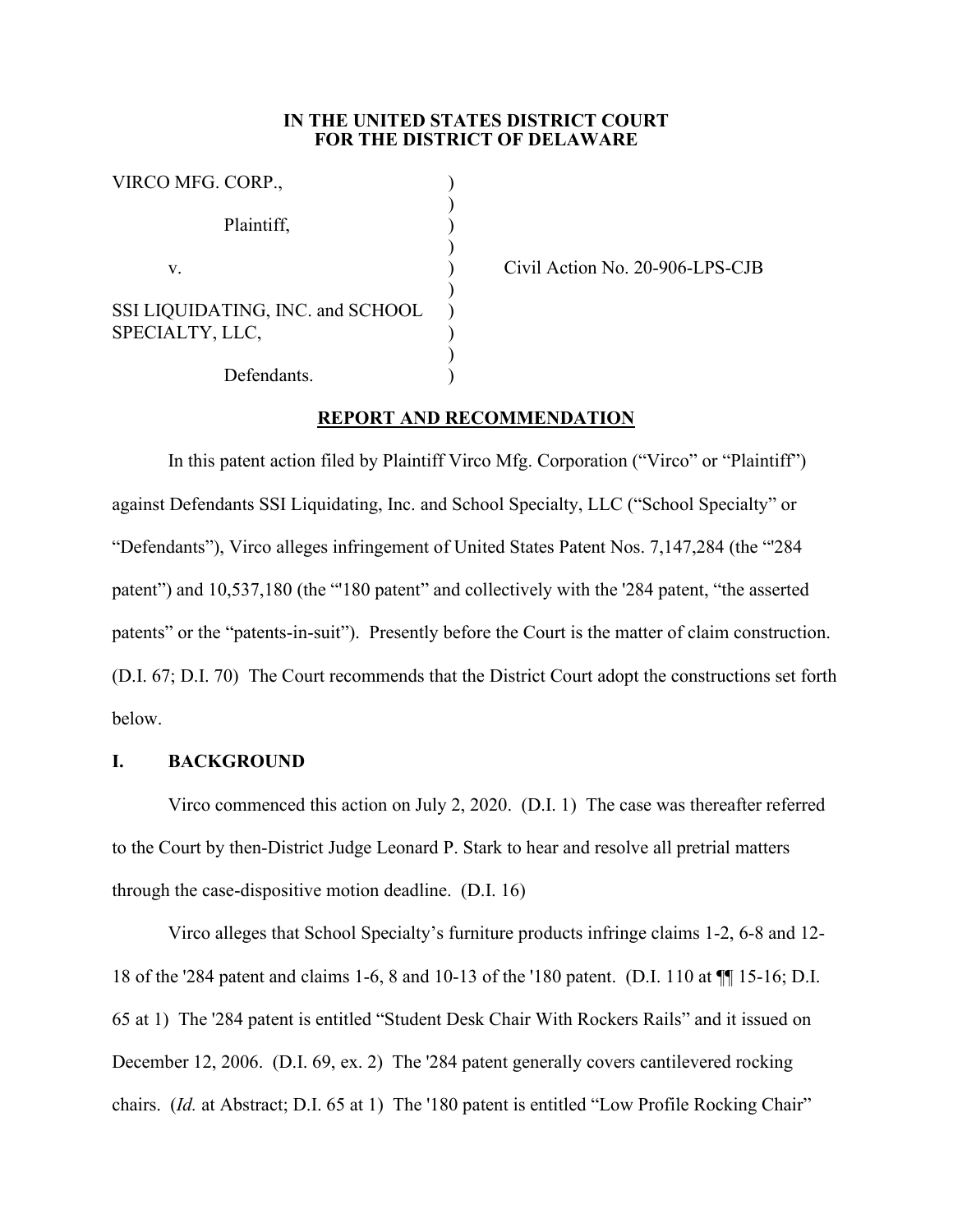**IN THE UNITED STATES DISTRICT COURT**
**FOR THE DISTRICT OF DELAWARE**

| | | |
|---|---|---|
| VIRCO MFG. CORP., | ) | |
| | ) | |
| Plaintiff, | ) | |
| | ) | |
| v. | ) | Civil Action No. 20-906-LPS-CJB |
| | ) | |
| SSI LIQUIDATING, INC. and SCHOOL SPECIALTY, LLC, | ) | |
| | ) | |
| Defendants. | ) | |

**REPORT AND RECOMMENDATION**

In this patent action filed by Plaintiff Virco Mfg. Corporation ("Virco" or "Plaintiff") against Defendants SSI Liquidating, Inc. and School Specialty, LLC ("School Specialty" or "Defendants"), Virco alleges infringement of United States Patent Nos. 7,147,284 (the "'284 patent") and 10,537,180 (the "'180 patent" and collectively with the '284 patent, "the asserted patents" or the "patents-in-suit"). Presently before the Court is the matter of claim construction. (D.I. 67; D.I. 70) The Court recommends that the District Court adopt the constructions set forth below.

## I. BACKGROUND

Virco commenced this action on July 2, 2020. (D.I. 1) The case was thereafter referred to the Court by then-District Judge Leonard P. Stark to hear and resolve all pretrial matters through the case-dispositive motion deadline. (D.I. 16)

Virco alleges that School Specialty's furniture products infringe claims 1-2, 6-8 and 12-18 of the '284 patent and claims 1-6, 8 and 10-13 of the '180 patent. (D.I. 110 at ¶¶ 15-16; D.I. 65 at 1) The '284 patent is entitled "Student Desk Chair With Rockers Rails" and it issued on December 12, 2006. (D.I. 69, ex. 2) The '284 patent generally covers cantilevered rocking chairs. (*Id.* at Abstract; D.I. 65 at 1) The '180 patent is entitled "Low Profile Rocking Chair"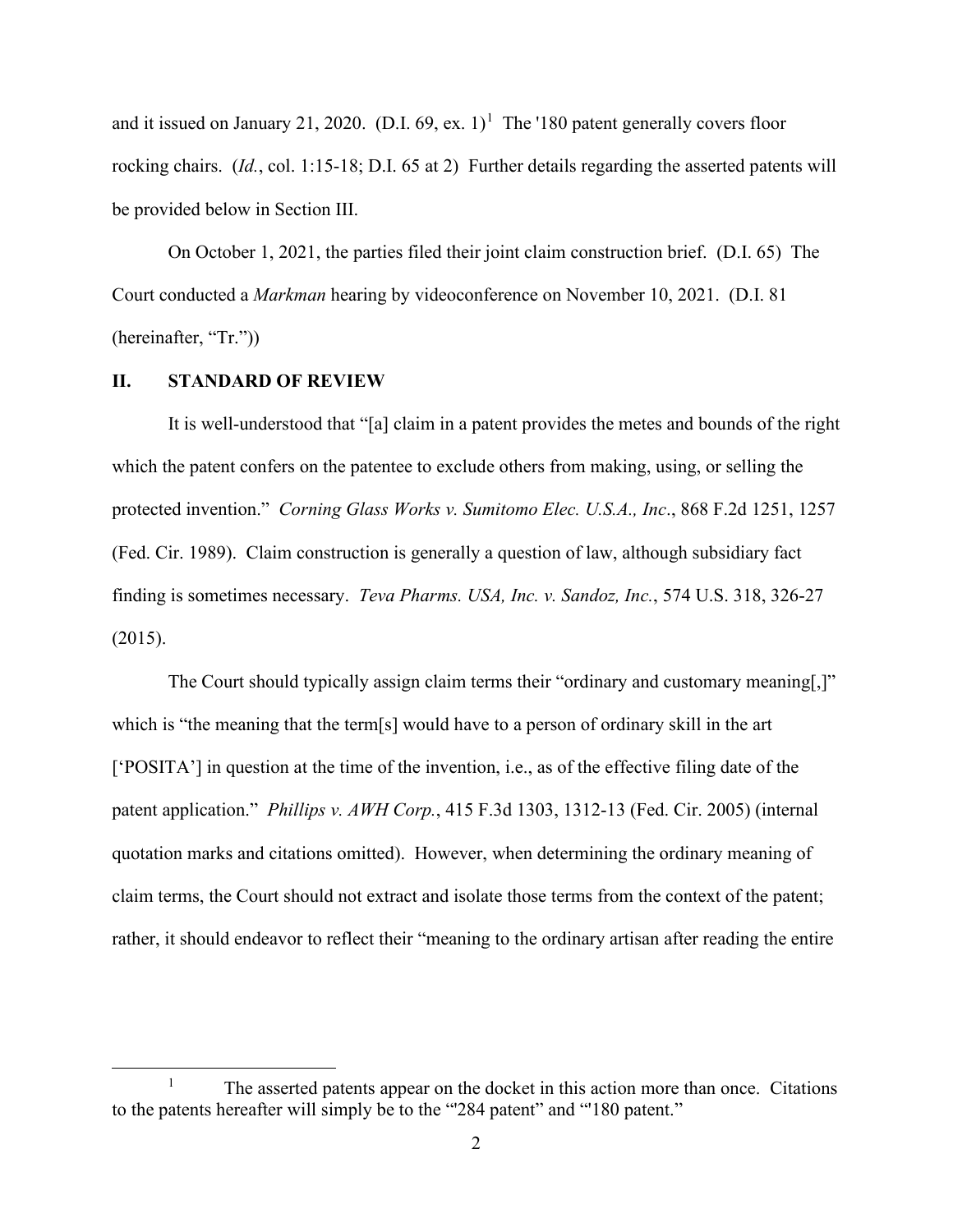and it issued on January 21, 2020. (D.I. 69, ex. 1)[1] The '180 patent generally covers floor rocking chairs. (*Id.*, col. 1:15-18; D.I. 65 at 2) Further details regarding the asserted patents will be provided below in Section III.

On October 1, 2021, the parties filed their joint claim construction brief. (D.I. 65) The Court conducted a *Markman* hearing by videoconference on November 10, 2021. (D.I. 81 (hereinafter, "Tr."))

## II. STANDARD OF REVIEW

It is well-understood that "[a] claim in a patent provides the metes and bounds of the right which the patent confers on the patentee to exclude others from making, using, or selling the protected invention." *Corning Glass Works v. Sumitomo Elec. U.S.A., Inc*., 868 F.2d 1251, 1257 (Fed. Cir. 1989). Claim construction is generally a question of law, although subsidiary fact finding is sometimes necessary. *Teva Pharms. USA, Inc. v. Sandoz, Inc.*, 574 U.S. 318, 326-27 (2015).

The Court should typically assign claim terms their "ordinary and customary meaning[,]" which is "the meaning that the term[s] would have to a person of ordinary skill in the art ['POSITA'] in question at the time of the invention, i.e., as of the effective filing date of the patent application." *Phillips v. AWH Corp.*, 415 F.3d 1303, 1312-13 (Fed. Cir. 2005) (internal quotation marks and citations omitted). However, when determining the ordinary meaning of claim terms, the Court should not extract and isolate those terms from the context of the patent; rather, it should endeavor to reflect their "meaning to the ordinary artisan after reading the entire

---

[1] The asserted patents appear on the docket in this action more than once. Citations to the patents hereafter will simply be to the "'284 patent" and "'180 patent."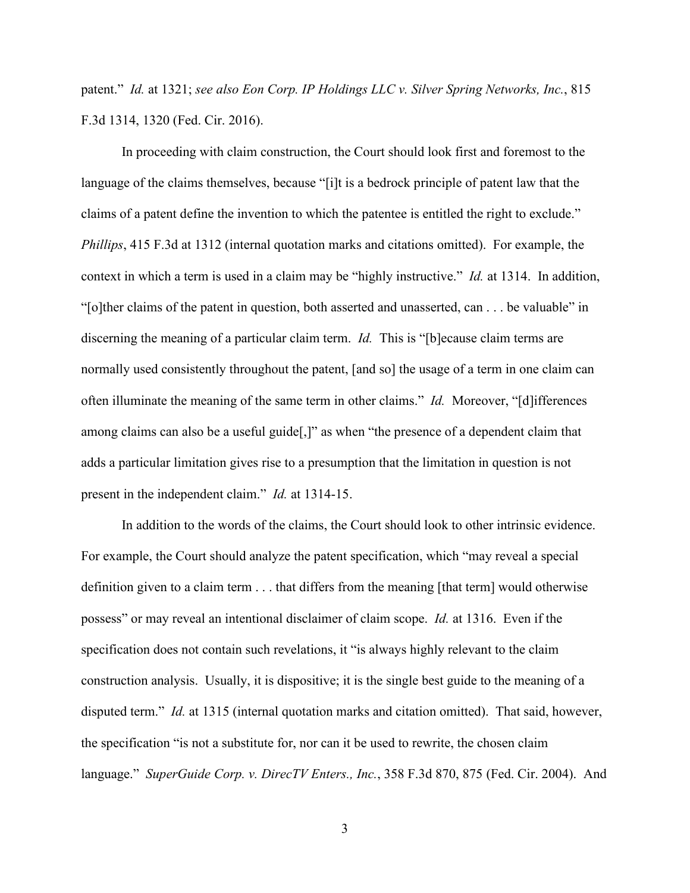patent." *Id.* at 1321; *see also Eon Corp. IP Holdings LLC v. Silver Spring Networks, Inc.*, 815 F.3d 1314, 1320 (Fed. Cir. 2016).

In proceeding with claim construction, the Court should look first and foremost to the language of the claims themselves, because "[i]t is a bedrock principle of patent law that the claims of a patent define the invention to which the patentee is entitled the right to exclude." *Phillips*, 415 F.3d at 1312 (internal quotation marks and citations omitted). For example, the context in which a term is used in a claim may be "highly instructive." *Id.* at 1314. In addition, "[o]ther claims of the patent in question, both asserted and unasserted, can . . . be valuable" in discerning the meaning of a particular claim term. *Id.* This is "[b]ecause claim terms are normally used consistently throughout the patent, [and so] the usage of a term in one claim can often illuminate the meaning of the same term in other claims." *Id.* Moreover, "[d]ifferences among claims can also be a useful guide[,]" as when "the presence of a dependent claim that adds a particular limitation gives rise to a presumption that the limitation in question is not present in the independent claim." *Id.* at 1314-15.

In addition to the words of the claims, the Court should look to other intrinsic evidence. For example, the Court should analyze the patent specification, which "may reveal a special definition given to a claim term . . . that differs from the meaning [that term] would otherwise possess" or may reveal an intentional disclaimer of claim scope. *Id.* at 1316. Even if the specification does not contain such revelations, it "is always highly relevant to the claim construction analysis. Usually, it is dispositive; it is the single best guide to the meaning of a disputed term." *Id.* at 1315 (internal quotation marks and citation omitted). That said, however, the specification "is not a substitute for, nor can it be used to rewrite, the chosen claim language." *SuperGuide Corp. v. DirecTV Enters., Inc.*, 358 F.3d 870, 875 (Fed. Cir. 2004). And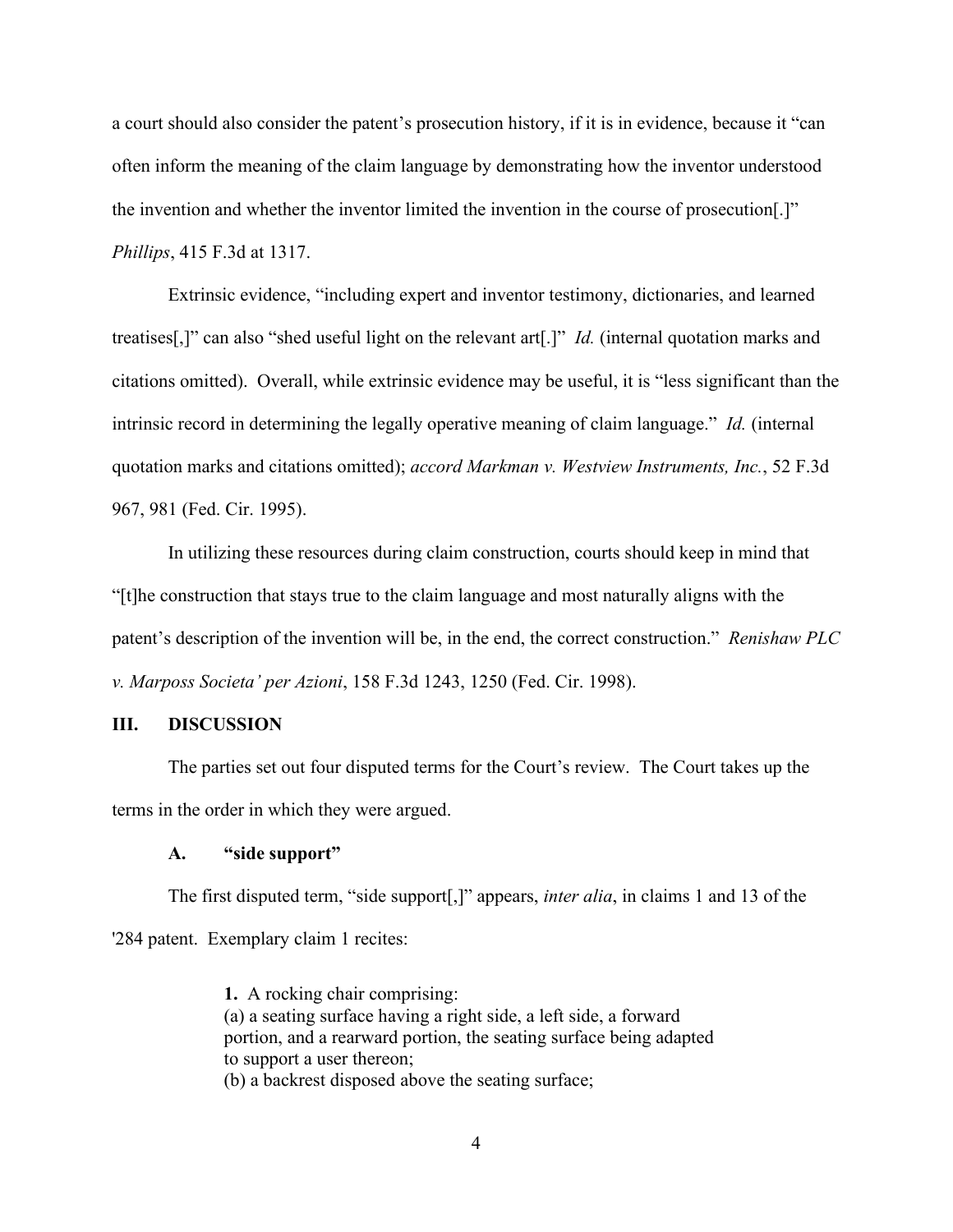a court should also consider the patent's prosecution history, if it is in evidence, because it "can often inform the meaning of the claim language by demonstrating how the inventor understood the invention and whether the inventor limited the invention in the course of prosecution[.]" *Phillips*, 415 F.3d at 1317.

Extrinsic evidence, "including expert and inventor testimony, dictionaries, and learned treatises[,]" can also "shed useful light on the relevant art[.]" *Id.* (internal quotation marks and citations omitted). Overall, while extrinsic evidence may be useful, it is "less significant than the intrinsic record in determining the legally operative meaning of claim language." *Id.* (internal quotation marks and citations omitted); *accord Markman v. Westview Instruments, Inc.*, 52 F.3d 967, 981 (Fed. Cir. 1995).

In utilizing these resources during claim construction, courts should keep in mind that "[t]he construction that stays true to the claim language and most naturally aligns with the patent's description of the invention will be, in the end, the correct construction." *Renishaw PLC v. Marposs Societa' per Azioni*, 158 F.3d 1243, 1250 (Fed. Cir. 1998).

## III. DISCUSSION

The parties set out four disputed terms for the Court's review. The Court takes up the terms in the order in which they were argued.

### A. "side support"

The first disputed term, "side support[,]" appears, *inter alia*, in claims 1 and 13 of the '284 patent. Exemplary claim 1 recites:

> **1.** A rocking chair comprising:
> (a) a seating surface having a right side, a left side, a forward portion, and a rearward portion, the seating surface being adapted to support a user thereon;
> (b) a backrest disposed above the seating surface;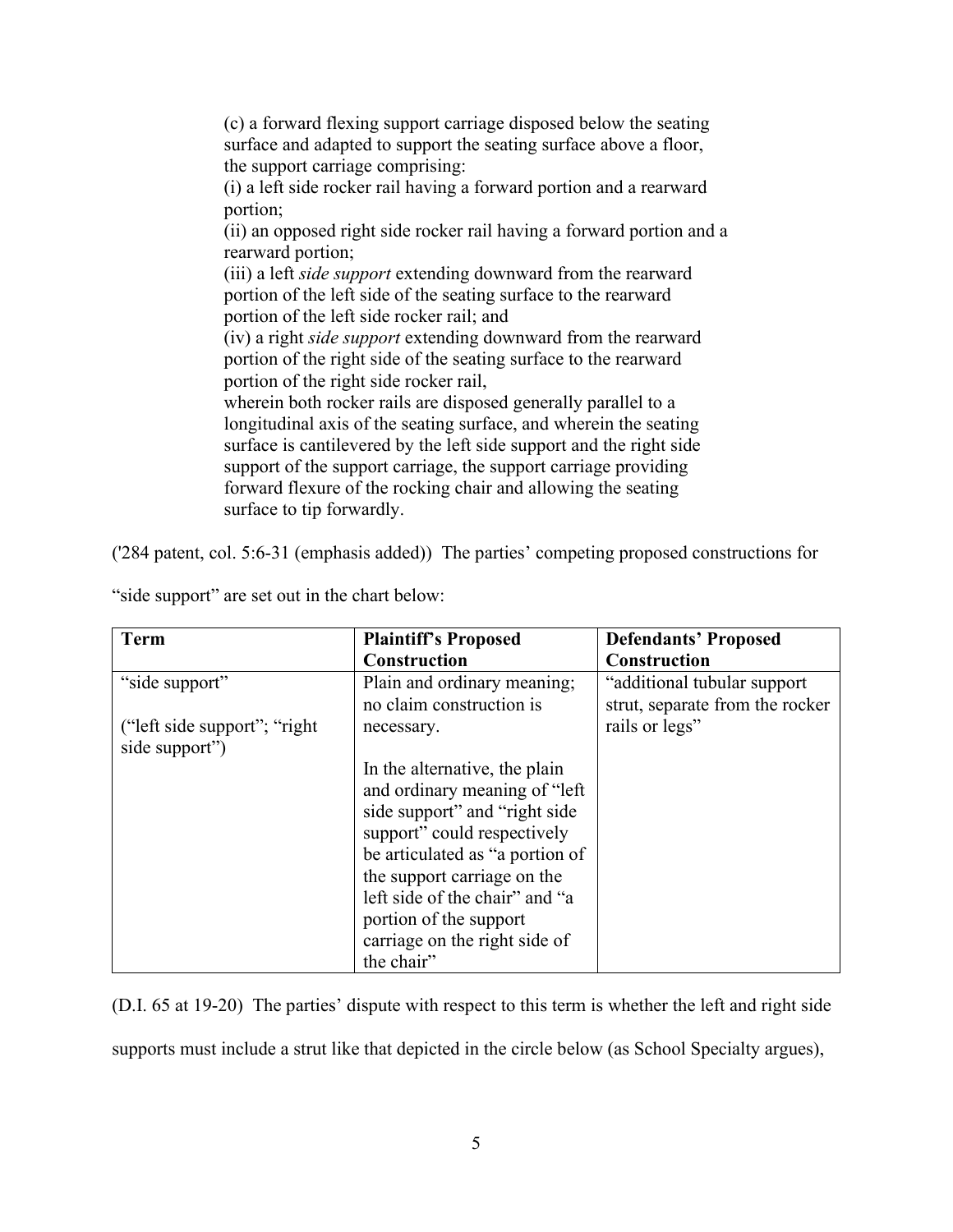(c) a forward flexing support carriage disposed below the seating surface and adapted to support the seating surface above a floor, the support carriage comprising:
(i) a left side rocker rail having a forward portion and a rearward portion;
(ii) an opposed right side rocker rail having a forward portion and a rearward portion;
(iii) a left *side support* extending downward from the rearward portion of the left side of the seating surface to the rearward portion of the left side rocker rail; and
(iv) a right *side support* extending downward from the rearward portion of the right side of the seating surface to the rearward portion of the right side rocker rail,
wherein both rocker rails are disposed generally parallel to a longitudinal axis of the seating surface, and wherein the seating surface is cantilevered by the left side support and the right side support of the support carriage, the support carriage providing forward flexure of the rocking chair and allowing the seating surface to tip forwardly.

('284 patent, col. 5:6-31 (emphasis added)) The parties' competing proposed constructions for "side support" are set out in the chart below:

| Term | Plaintiff's Proposed Construction | Defendants' Proposed Construction |
| --- | --- | --- |
| "side support"<br><br>("left side support"; "right side support") | Plain and ordinary meaning; no claim construction is necessary.<br><br>In the alternative, the plain and ordinary meaning of "left side support" and "right side support" could respectively be articulated as "a portion of the support carriage on the left side of the chair" and "a portion of the support carriage on the right side of the chair" | "additional tubular support strut, separate from the rocker rails or legs" |

(D.I. 65 at 19-20) The parties' dispute with respect to this term is whether the left and right side supports must include a strut like that depicted in the circle below (as School Specialty argues),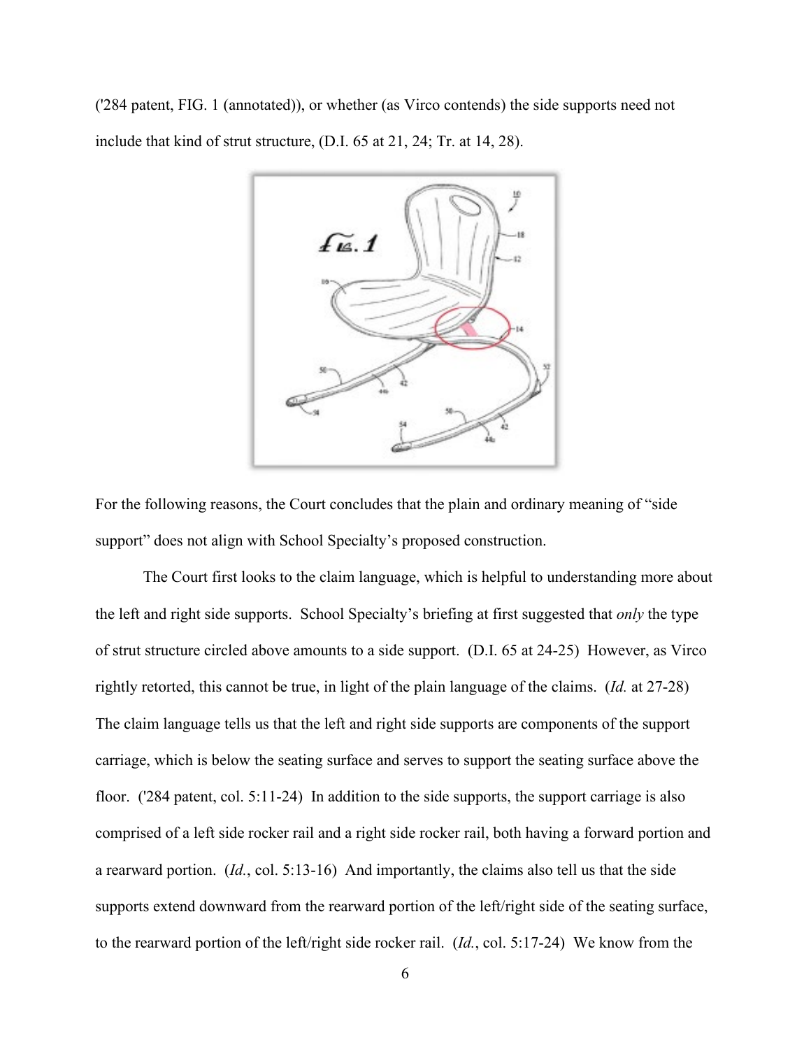('284 patent, FIG. 1 (annotated)), or whether (as Virco contends) the side supports need not include that kind of strut structure, (D.I. 65 at 21, 24; Tr. at 14, 28).

For the following reasons, the Court concludes that the plain and ordinary meaning of "side support" does not align with School Specialty's proposed construction.

The Court first looks to the claim language, which is helpful to understanding more about the left and right side supports. School Specialty's briefing at first suggested that *only* the type of strut structure circled above amounts to a side support. (D.I. 65 at 24-25) However, as Virco rightly retorted, this cannot be true, in light of the plain language of the claims. (*Id.* at 27-28) The claim language tells us that the left and right side supports are components of the support carriage, which is below the seating surface and serves to support the seating surface above the floor. ('284 patent, col. 5:11-24) In addition to the side supports, the support carriage is also comprised of a left side rocker rail and a right side rocker rail, both having a forward portion and a rearward portion. (*Id.*, col. 5:13-16) And importantly, the claims also tell us that the side supports extend downward from the rearward portion of the left/right side of the seating surface, to the rearward portion of the left/right side rocker rail. (*Id.*, col. 5:17-24) We know from the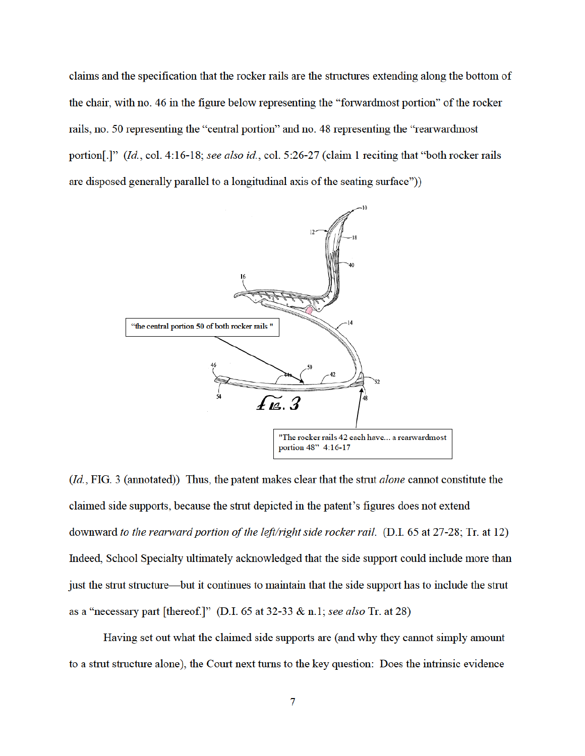claims and the specification that the rocker rails are the structures extending along the bottom of the chair, with no. 46 in the figure below representing the "forwardmost portion" of the rocker rails, no. 50 representing the "central portion" and no. 48 representing the "rearwardmost portion[.]" (*Id.*, col. 4:16-18; *see also id.*, col. 5:26-27 (claim 1 reciting that "both rocker rails are disposed generally parallel to a longitudinal axis of the seating surface"))

(*Id.*, FIG. 3 (annotated)) Thus, the patent makes clear that the strut *alone* cannot constitute the claimed side supports, because the strut depicted in the patent's figures does not extend downward *to the rearward portion of the left/right side rocker rail.* (D.I. 65 at 27-28; Tr. at 12) Indeed, School Specialty ultimately acknowledged that the side support could include more than just the strut structure—but it continues to maintain that the side support has to include the strut as a "necessary part [thereof.]" (D.I. 65 at 32-33 & n.1; *see also* Tr. at 28)

Having set out what the claimed side supports are (and why they cannot simply amount to a strut structure alone), the Court next turns to the key question: Does the intrinsic evidence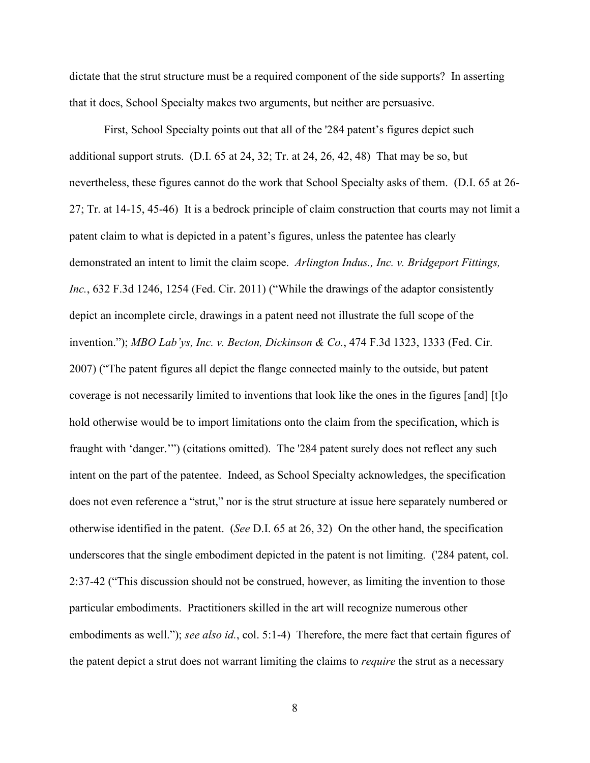dictate that the strut structure must be a required component of the side supports? In asserting that it does, School Specialty makes two arguments, but neither are persuasive.

First, School Specialty points out that all of the '284 patent's figures depict such additional support struts. (D.I. 65 at 24, 32; Tr. at 24, 26, 42, 48) That may be so, but nevertheless, these figures cannot do the work that School Specialty asks of them. (D.I. 65 at 26-27; Tr. at 14-15, 45-46) It is a bedrock principle of claim construction that courts may not limit a patent claim to what is depicted in a patent's figures, unless the patentee has clearly demonstrated an intent to limit the claim scope. *Arlington Indus., Inc. v. Bridgeport Fittings, Inc.*, 632 F.3d 1246, 1254 (Fed. Cir. 2011) ("While the drawings of the adaptor consistently depict an incomplete circle, drawings in a patent need not illustrate the full scope of the invention."); *MBO Lab'ys, Inc. v. Becton, Dickinson & Co.*, 474 F.3d 1323, 1333 (Fed. Cir. 2007) ("The patent figures all depict the flange connected mainly to the outside, but patent coverage is not necessarily limited to inventions that look like the ones in the figures [and] [t]o hold otherwise would be to import limitations onto the claim from the specification, which is fraught with 'danger.'") (citations omitted). The '284 patent surely does not reflect any such intent on the part of the patentee. Indeed, as School Specialty acknowledges, the specification does not even reference a "strut," nor is the strut structure at issue here separately numbered or otherwise identified in the patent. (*See* D.I. 65 at 26, 32) On the other hand, the specification underscores that the single embodiment depicted in the patent is not limiting. ('284 patent, col. 2:37-42 ("This discussion should not be construed, however, as limiting the invention to those particular embodiments. Practitioners skilled in the art will recognize numerous other embodiments as well."); *see also id.*, col. 5:1-4) Therefore, the mere fact that certain figures of the patent depict a strut does not warrant limiting the claims to *require* the strut as a necessary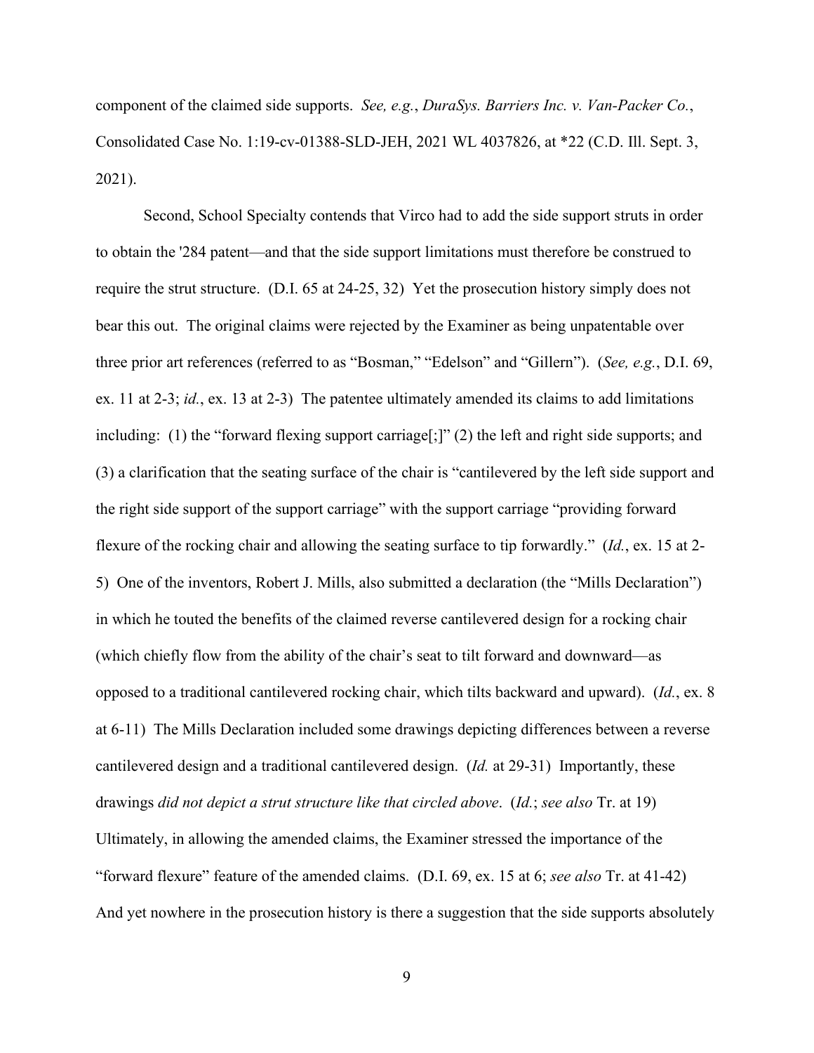component of the claimed side supports. *See, e.g.*, *DuraSys. Barriers Inc. v. Van-Packer Co.*, Consolidated Case No. 1:19-cv-01388-SLD-JEH, 2021 WL 4037826, at *22 (C.D. Ill. Sept. 3, 2021).

Second, School Specialty contends that Virco had to add the side support struts in order to obtain the '284 patent—and that the side support limitations must therefore be construed to require the strut structure. (D.I. 65 at 24-25, 32) Yet the prosecution history simply does not bear this out. The original claims were rejected by the Examiner as being unpatentable over three prior art references (referred to as "Bosman," "Edelson" and "Gillern"). (*See, e.g.*, D.I. 69, ex. 11 at 2-3; *id.*, ex. 13 at 2-3) The patentee ultimately amended its claims to add limitations including: (1) the "forward flexing support carriage[;]" (2) the left and right side supports; and (3) a clarification that the seating surface of the chair is "cantilevered by the left side support and the right side support of the support carriage" with the support carriage "providing forward flexure of the rocking chair and allowing the seating surface to tip forwardly." (*Id.*, ex. 15 at 2-5) One of the inventors, Robert J. Mills, also submitted a declaration (the "Mills Declaration") in which he touted the benefits of the claimed reverse cantilevered design for a rocking chair (which chiefly flow from the ability of the chair's seat to tilt forward and downward—as opposed to a traditional cantilevered rocking chair, which tilts backward and upward). (*Id.*, ex. 8 at 6-11) The Mills Declaration included some drawings depicting differences between a reverse cantilevered design and a traditional cantilevered design. (*Id.* at 29-31) Importantly, these drawings *did not depict a strut structure like that circled above*. (*Id.*; *see also* Tr. at 19) Ultimately, in allowing the amended claims, the Examiner stressed the importance of the "forward flexure" feature of the amended claims. (D.I. 69, ex. 15 at 6; *see also* Tr. at 41-42) And yet nowhere in the prosecution history is there a suggestion that the side supports absolutely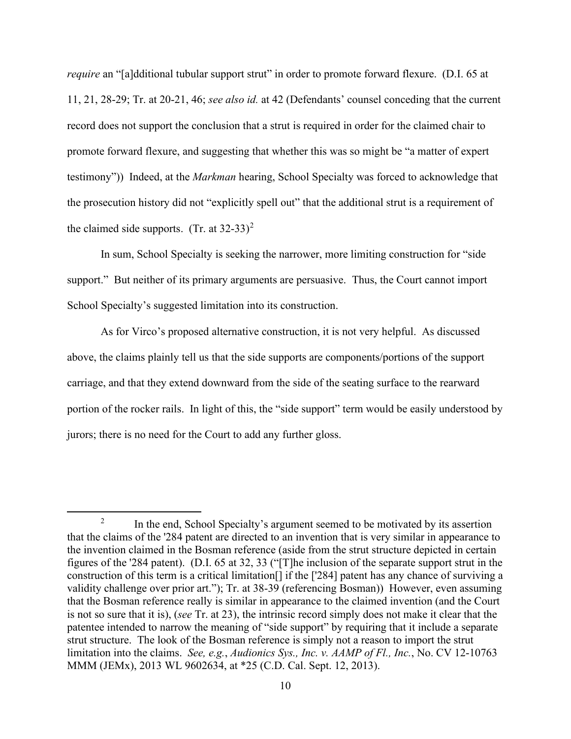*require* an "[a]dditional tubular support strut" in order to promote forward flexure. (D.I. 65 at 11, 21, 28-29; Tr. at 20-21, 46; *see also id.* at 42 (Defendants' counsel conceding that the current record does not support the conclusion that a strut is required in order for the claimed chair to promote forward flexure, and suggesting that whether this was so might be "a matter of expert testimony")) Indeed, at the *Markman* hearing, School Specialty was forced to acknowledge that the prosecution history did not "explicitly spell out" that the additional strut is a requirement of the claimed side supports. (Tr. at 32-33)[2]

In sum, School Specialty is seeking the narrower, more limiting construction for "side support." But neither of its primary arguments are persuasive. Thus, the Court cannot import School Specialty's suggested limitation into its construction.

As for Virco's proposed alternative construction, it is not very helpful. As discussed above, the claims plainly tell us that the side supports are components/portions of the support carriage, and that they extend downward from the side of the seating surface to the rearward portion of the rocker rails. In light of this, the "side support" term would be easily understood by jurors; there is no need for the Court to add any further gloss.

---

[2] In the end, School Specialty's argument seemed to be motivated by its assertion that the claims of the '284 patent are directed to an invention that is very similar in appearance to the invention claimed in the Bosman reference (aside from the strut structure depicted in certain figures of the '284 patent). (D.I. 65 at 32, 33 ("[T]he inclusion of the separate support strut in the construction of this term is a critical limitation[] if the ['284] patent has any chance of surviving a validity challenge over prior art."); Tr. at 38-39 (referencing Bosman)) However, even assuming that the Bosman reference really is similar in appearance to the claimed invention (and the Court is not so sure that it is), (*see* Tr. at 23), the intrinsic record simply does not make it clear that the patentee intended to narrow the meaning of "side support" by requiring that it include a separate strut structure. The look of the Bosman reference is simply not a reason to import the strut limitation into the claims. *See, e.g.*, *Audionics Sys., Inc. v. AAMP of Fl., Inc.*, No. CV 12-10763 MMM (JEMx), 2013 WL 9602634, at *25 (C.D. Cal. Sept. 12, 2013).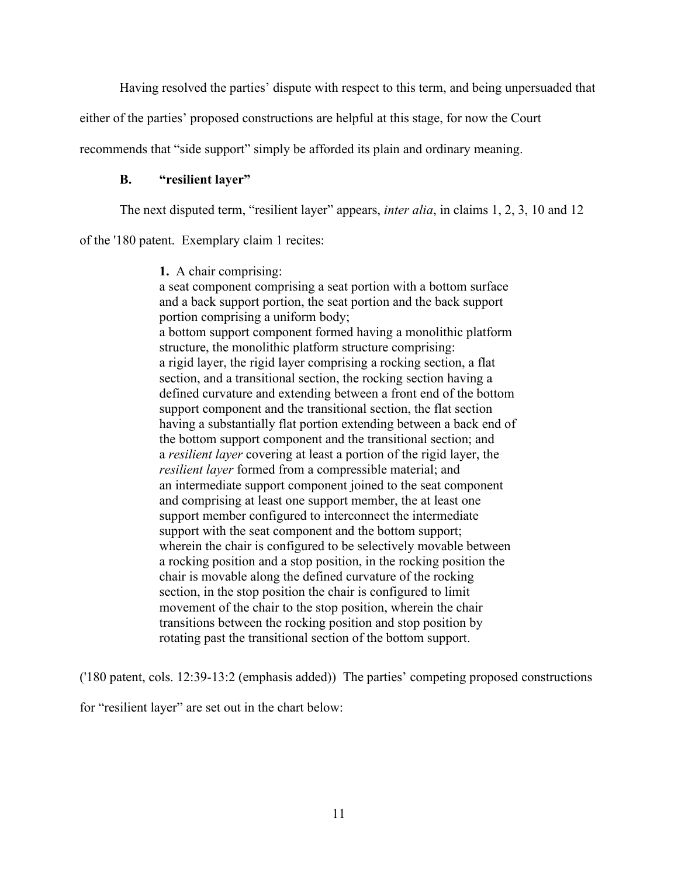Having resolved the parties' dispute with respect to this term, and being unpersuaded that either of the parties' proposed constructions are helpful at this stage, for now the Court recommends that "side support" simply be afforded its plain and ordinary meaning.

### B. "resilient layer"

The next disputed term, "resilient layer" appears, *inter alia*, in claims 1, 2, 3, 10 and 12 of the '180 patent. Exemplary claim 1 recites:

> **1.** A chair comprising:
> a seat component comprising a seat portion with a bottom surface and a back support portion, the seat portion and the back support portion comprising a uniform body;
> a bottom support component formed having a monolithic platform structure, the monolithic platform structure comprising:
> a rigid layer, the rigid layer comprising a rocking section, a flat section, and a transitional section, the rocking section having a defined curvature and extending between a front end of the bottom support component and the transitional section, the flat section having a substantially flat portion extending between a back end of the bottom support component and the transitional section; and
> a *resilient layer* covering at least a portion of the rigid layer, the *resilient layer* formed from a compressible material; and
> an intermediate support component joined to the seat component and comprising at least one support member, the at least one support member configured to interconnect the intermediate support with the seat component and the bottom support;
> wherein the chair is configured to be selectively movable between a rocking position and a stop position, in the rocking position the chair is movable along the defined curvature of the rocking section, in the stop position the chair is configured to limit movement of the chair to the stop position, wherein the chair transitions between the rocking position and stop position by rotating past the transitional section of the bottom support.

('180 patent, cols. 12:39-13:2 (emphasis added)) The parties' competing proposed constructions for "resilient layer" are set out in the chart below: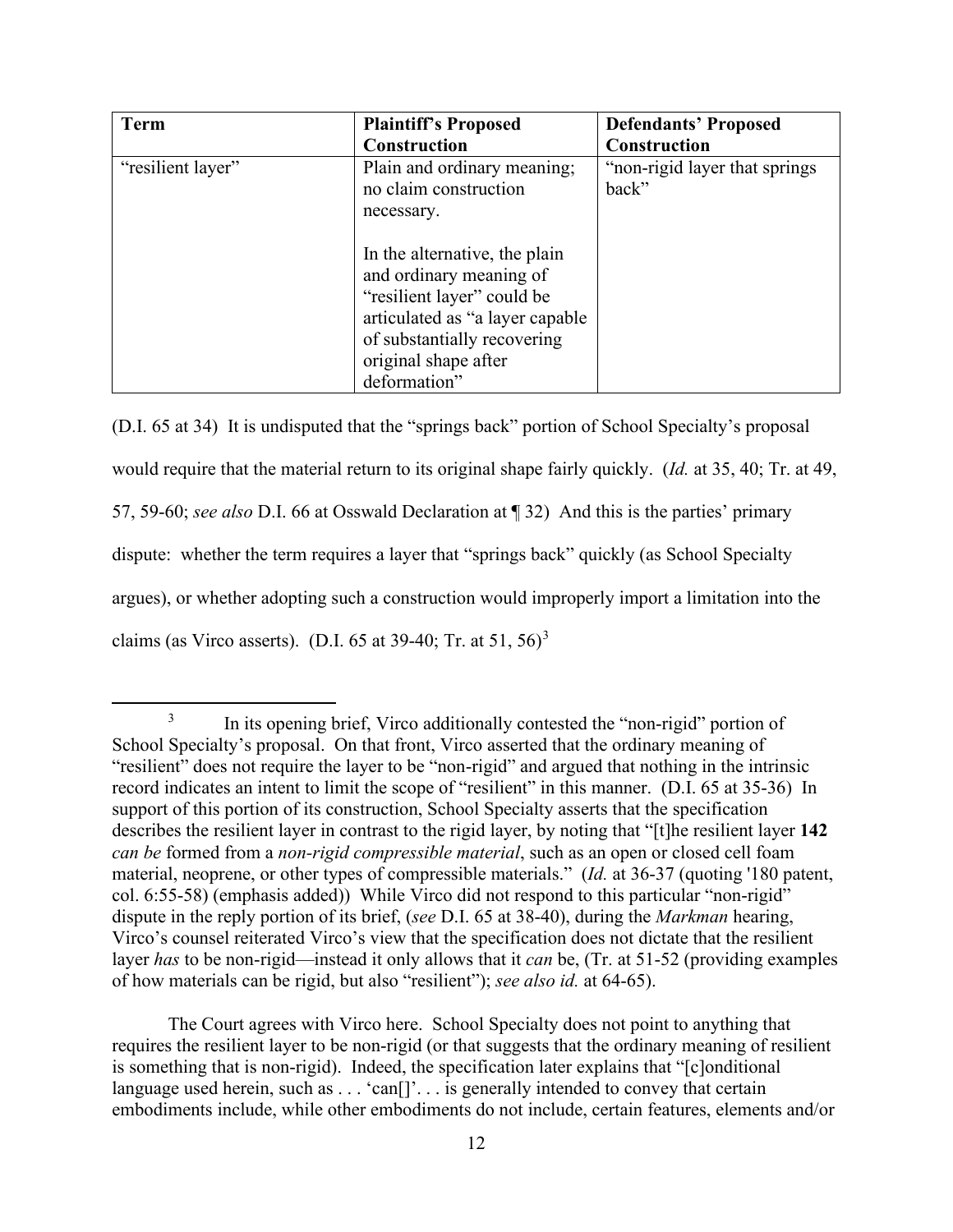| Term | Plaintiff's Proposed Construction | Defendants' Proposed Construction |
|---|---|---|
| "resilient layer" | Plain and ordinary meaning; no claim construction necessary.<br><br>In the alternative, the plain and ordinary meaning of "resilient layer" could be articulated as "a layer capable of substantially recovering original shape after deformation" | "non-rigid layer that springs back" |

(D.I. 65 at 34) It is undisputed that the "springs back" portion of School Specialty's proposal would require that the material return to its original shape fairly quickly. (*Id.* at 35, 40; Tr. at 49, 57, 59-60; *see also* D.I. 66 at Osswald Declaration at ¶ 32) And this is the parties' primary dispute: whether the term requires a layer that "springs back" quickly (as School Specialty argues), or whether adopting such a construction would improperly import a limitation into the claims (as Virco asserts). (D.I. 65 at 39-40; Tr. at 51, 56)[3]

[3] In its opening brief, Virco additionally contested the "non-rigid" portion of School Specialty's proposal. On that front, Virco asserted that the ordinary meaning of "resilient" does not require the layer to be "non-rigid" and argued that nothing in the intrinsic record indicates an intent to limit the scope of "resilient" in this manner. (D.I. 65 at 35-36) In support of this portion of its construction, School Specialty asserts that the specification describes the resilient layer in contrast to the rigid layer, by noting that "[t]he resilient layer **142** *can be* formed from a *non-rigid compressible material*, such as an open or closed cell foam material, neoprene, or other types of compressible materials." (*Id.* at 36-37 (quoting '180 patent, col. 6:55-58) (emphasis added)) While Virco did not respond to this particular "non-rigid" dispute in the reply portion of its brief, (*see* D.I. 65 at 38-40), during the *Markman* hearing, Virco's counsel reiterated Virco's view that the specification does not dictate that the resilient layer *has* to be non-rigid—instead it only allows that it *can* be, (Tr. at 51-52 (providing examples of how materials can be rigid, but also "resilient"); *see also id.* at 64-65).

The Court agrees with Virco here. School Specialty does not point to anything that requires the resilient layer to be non-rigid (or that suggests that the ordinary meaning of resilient is something that is non-rigid). Indeed, the specification later explains that "[c]onditional language used herein, such as . . . 'can[]'. . . is generally intended to convey that certain embodiments include, while other embodiments do not include, certain features, elements and/or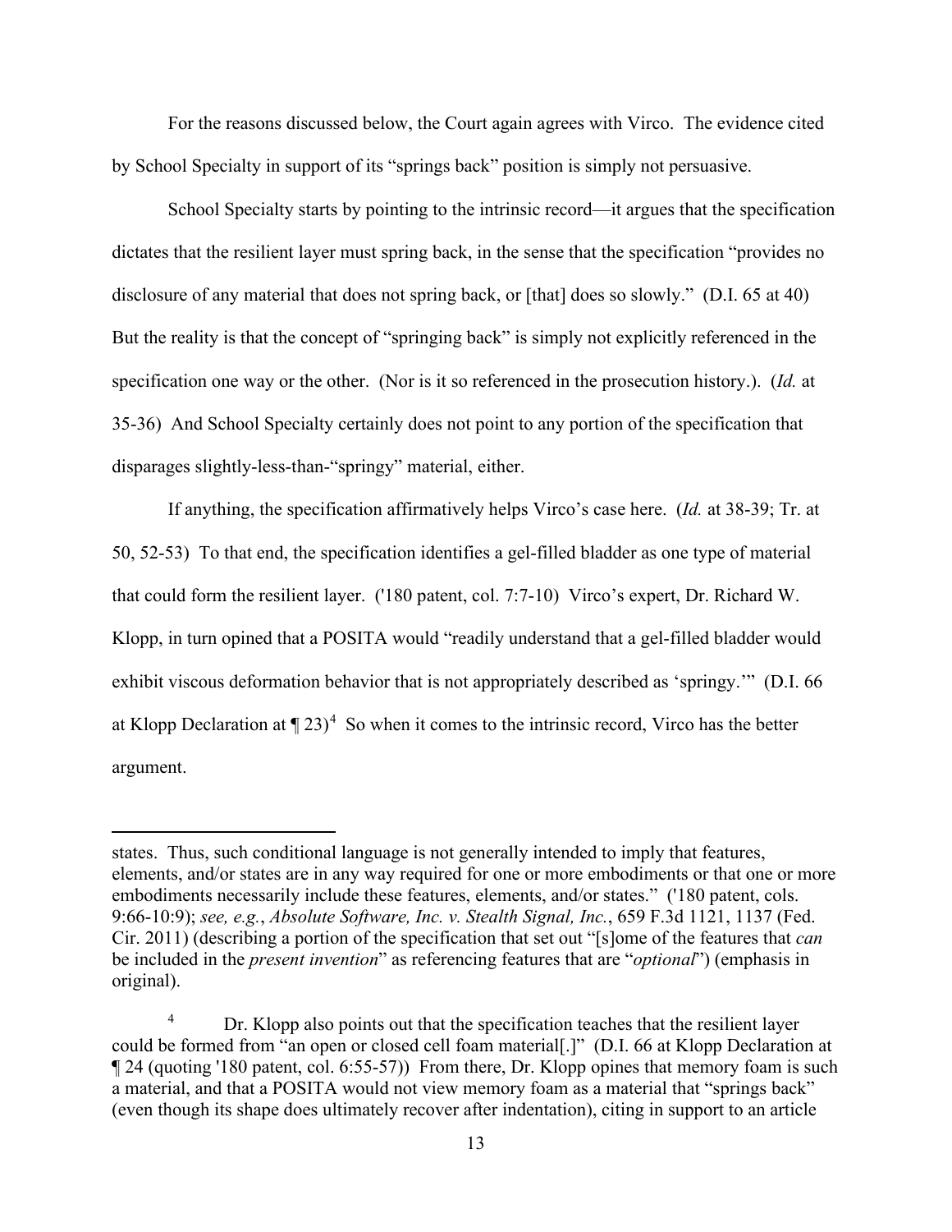For the reasons discussed below, the Court again agrees with Virco. The evidence cited by School Specialty in support of its "springs back" position is simply not persuasive.

School Specialty starts by pointing to the intrinsic record—it argues that the specification dictates that the resilient layer must spring back, in the sense that the specification "provides no disclosure of any material that does not spring back, or [that] does so slowly." (D.I. 65 at 40) But the reality is that the concept of "springing back" is simply not explicitly referenced in the specification one way or the other. (Nor is it so referenced in the prosecution history.). (*Id.* at 35-36) And School Specialty certainly does not point to any portion of the specification that disparages slightly-less-than-"springy" material, either.

If anything, the specification affirmatively helps Virco's case here. (*Id.* at 38-39; Tr. at 50, 52-53) To that end, the specification identifies a gel-filled bladder as one type of material that could form the resilient layer. ('180 patent, col. 7:7-10) Virco's expert, Dr. Richard W. Klopp, in turn opined that a POSITA would "readily understand that a gel-filled bladder would exhibit viscous deformation behavior that is not appropriately described as 'springy.'" (D.I. 66 at Klopp Declaration at ¶ 23)[4] So when it comes to the intrinsic record, Virco has the better argument.

---

states. Thus, such conditional language is not generally intended to imply that features, elements, and/or states are in any way required for one or more embodiments or that one or more embodiments necessarily include these features, elements, and/or states." ('180 patent, cols. 9:66-10:9); *see, e.g.*, *Absolute Software, Inc. v. Stealth Signal, Inc.*, 659 F.3d 1121, 1137 (Fed. Cir. 2011) (describing a portion of the specification that set out "[s]ome of the features that *can* be included in the *present invention*" as referencing features that are "*optional*") (emphasis in original).

[4] Dr. Klopp also points out that the specification teaches that the resilient layer could be formed from "an open or closed cell foam material[.]" (D.I. 66 at Klopp Declaration at ¶ 24 (quoting '180 patent, col. 6:55-57)) From there, Dr. Klopp opines that memory foam is such a material, and that a POSITA would not view memory foam as a material that "springs back" (even though its shape does ultimately recover after indentation), citing in support to an article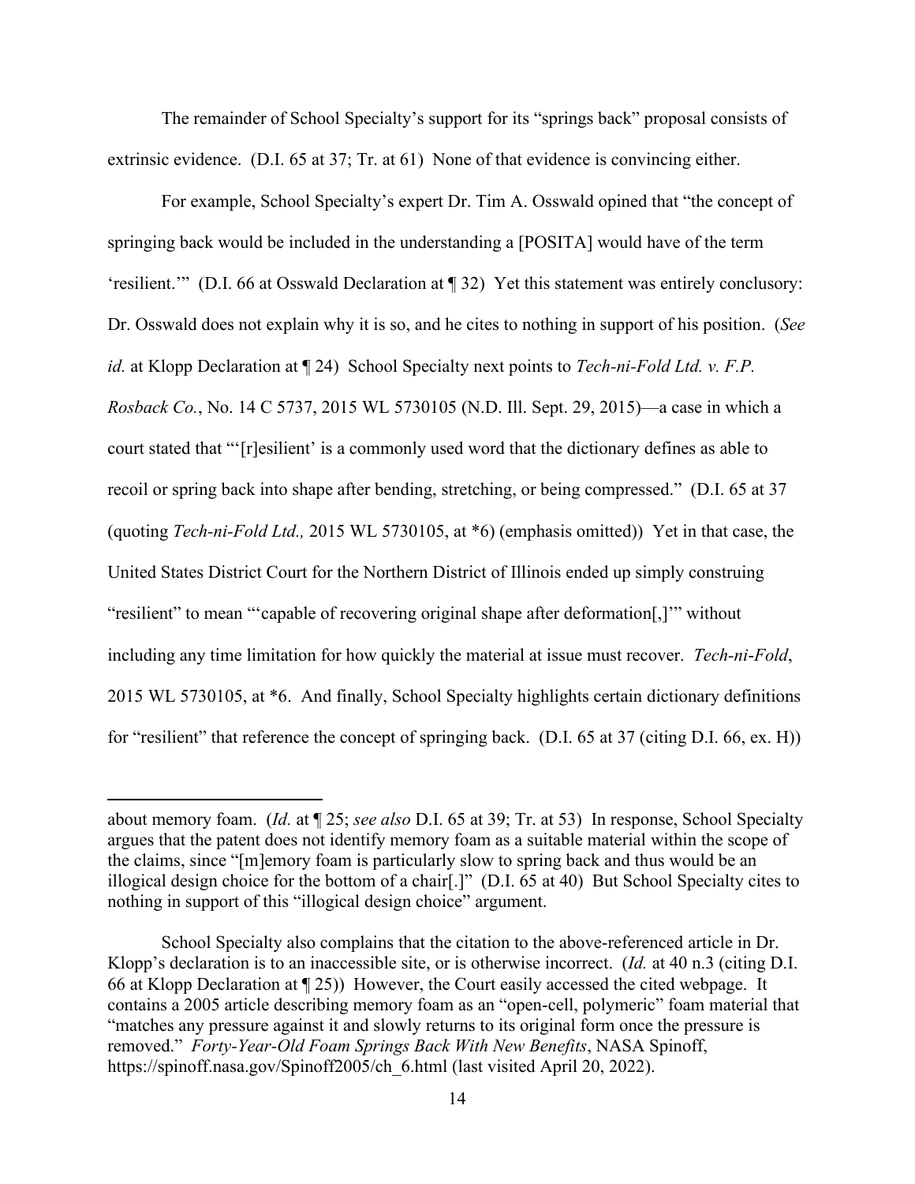The remainder of School Specialty's support for its "springs back" proposal consists of extrinsic evidence. (D.I. 65 at 37; Tr. at 61) None of that evidence is convincing either.

For example, School Specialty's expert Dr. Tim A. Osswald opined that "the concept of springing back would be included in the understanding a [POSITA] would have of the term 'resilient.'" (D.I. 66 at Osswald Declaration at ¶ 32) Yet this statement was entirely conclusory: Dr. Osswald does not explain why it is so, and he cites to nothing in support of his position. (*See id.* at Klopp Declaration at ¶ 24) School Specialty next points to *Tech-ni-Fold Ltd. v. F.P. Rosback Co.*, No. 14 C 5737, 2015 WL 5730105 (N.D. Ill. Sept. 29, 2015)—a case in which a court stated that "'[r]esilient' is a commonly used word that the dictionary defines as able to recoil or spring back into shape after bending, stretching, or being compressed." (D.I. 65 at 37 (quoting *Tech-ni-Fold Ltd.,* 2015 WL 5730105, at *6) (emphasis omitted)) Yet in that case, the United States District Court for the Northern District of Illinois ended up simply construing "resilient" to mean "'capable of recovering original shape after deformation[,]'" without including any time limitation for how quickly the material at issue must recover. *Tech-ni-Fold*, 2015 WL 5730105, at *6. And finally, School Specialty highlights certain dictionary definitions for "resilient" that reference the concept of springing back. (D.I. 65 at 37 (citing D.I. 66, ex. H))

---

about memory foam. (*Id.* at ¶ 25; *see also* D.I. 65 at 39; Tr. at 53) In response, School Specialty argues that the patent does not identify memory foam as a suitable material within the scope of the claims, since "[m]emory foam is particularly slow to spring back and thus would be an illogical design choice for the bottom of a chair[.]" (D.I. 65 at 40) But School Specialty cites to nothing in support of this "illogical design choice" argument.

School Specialty also complains that the citation to the above-referenced article in Dr. Klopp's declaration is to an inaccessible site, or is otherwise incorrect. (*Id.* at 40 n.3 (citing D.I. 66 at Klopp Declaration at ¶ 25)) However, the Court easily accessed the cited webpage. It contains a 2005 article describing memory foam as an "open-cell, polymeric" foam material that "matches any pressure against it and slowly returns to its original form once the pressure is removed." *Forty-Year-Old Foam Springs Back With New Benefits*, NASA Spinoff, https://spinoff.nasa.gov/Spinoff2005/ch_6.html (last visited April 20, 2022).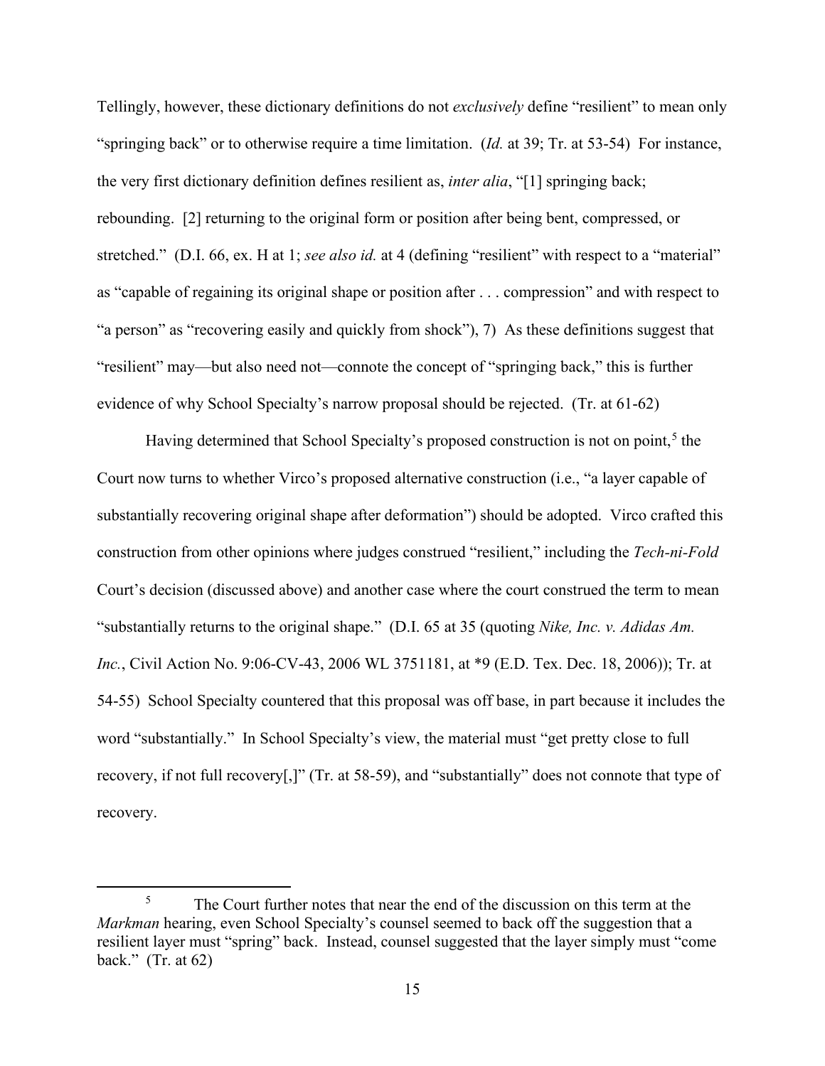Tellingly, however, these dictionary definitions do not *exclusively* define "resilient" to mean only "springing back" or to otherwise require a time limitation. (*Id.* at 39; Tr. at 53-54) For instance, the very first dictionary definition defines resilient as, *inter alia*, "[1] springing back; rebounding. [2] returning to the original form or position after being bent, compressed, or stretched." (D.I. 66, ex. H at 1; *see also id.* at 4 (defining "resilient" with respect to a "material" as "capable of regaining its original shape or position after . . . compression" and with respect to "a person" as "recovering easily and quickly from shock"), 7) As these definitions suggest that "resilient" may—but also need not—connote the concept of "springing back," this is further evidence of why School Specialty's narrow proposal should be rejected. (Tr. at 61-62)

Having determined that School Specialty's proposed construction is not on point,[5] the Court now turns to whether Virco's proposed alternative construction (i.e., "a layer capable of substantially recovering original shape after deformation") should be adopted. Virco crafted this construction from other opinions where judges construed "resilient," including the *Tech-ni-Fold* Court's decision (discussed above) and another case where the court construed the term to mean "substantially returns to the original shape." (D.I. 65 at 35 (quoting *Nike, Inc. v. Adidas Am. Inc.*, Civil Action No. 9:06-CV-43, 2006 WL 3751181, at *9 (E.D. Tex. Dec. 18, 2006)); Tr. at 54-55) School Specialty countered that this proposal was off base, in part because it includes the word "substantially." In School Specialty's view, the material must "get pretty close to full recovery, if not full recovery[,]" (Tr. at 58-59), and "substantially" does not connote that type of recovery.

[5] The Court further notes that near the end of the discussion on this term at the *Markman* hearing, even School Specialty's counsel seemed to back off the suggestion that a resilient layer must "spring" back. Instead, counsel suggested that the layer simply must "come back." (Tr. at 62)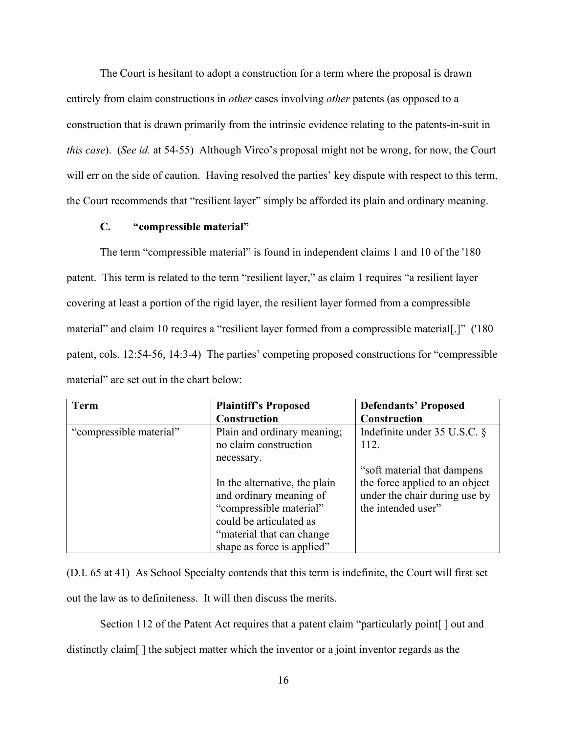The Court is hesitant to adopt a construction for a term where the proposal is drawn entirely from claim constructions in *other* cases involving *other* patents (as opposed to a construction that is drawn primarily from the intrinsic evidence relating to the patents-in-suit in *this case*). (*See id.* at 54-55) Although Virco's proposal might not be wrong, for now, the Court will err on the side of caution. Having resolved the parties' key dispute with respect to this term, the Court recommends that "resilient layer" simply be afforded its plain and ordinary meaning.

### C. "compressible material"

The term "compressible material" is found in independent claims 1 and 10 of the '180 patent. This term is related to the term "resilient layer," as claim 1 requires "a resilient layer covering at least a portion of the rigid layer, the resilient layer formed from a compressible material" and claim 10 requires a "resilient layer formed from a compressible material[.]" ('180 patent, cols. 12:54-56, 14:3-4) The parties' competing proposed constructions for "compressible material" are set out in the chart below:

| Term | Plaintiff's Proposed Construction | Defendants' Proposed Construction |
|---|---|---|
| "compressible material" | Plain and ordinary meaning; no claim construction necessary.<br><br>In the alternative, the plain and ordinary meaning of "compressible material" could be articulated as "material that can change shape as force is applied" | Indefinite under 35 U.S.C. § 112.<br><br>"soft material that dampens the force applied to an object under the chair during use by the intended user" |

(D.I. 65 at 41) As School Specialty contends that this term is indefinite, the Court will first set out the law as to definiteness. It will then discuss the merits.

Section 112 of the Patent Act requires that a patent claim "particularly point[ ] out and distinctly claim[ ] the subject matter which the inventor or a joint inventor regards as the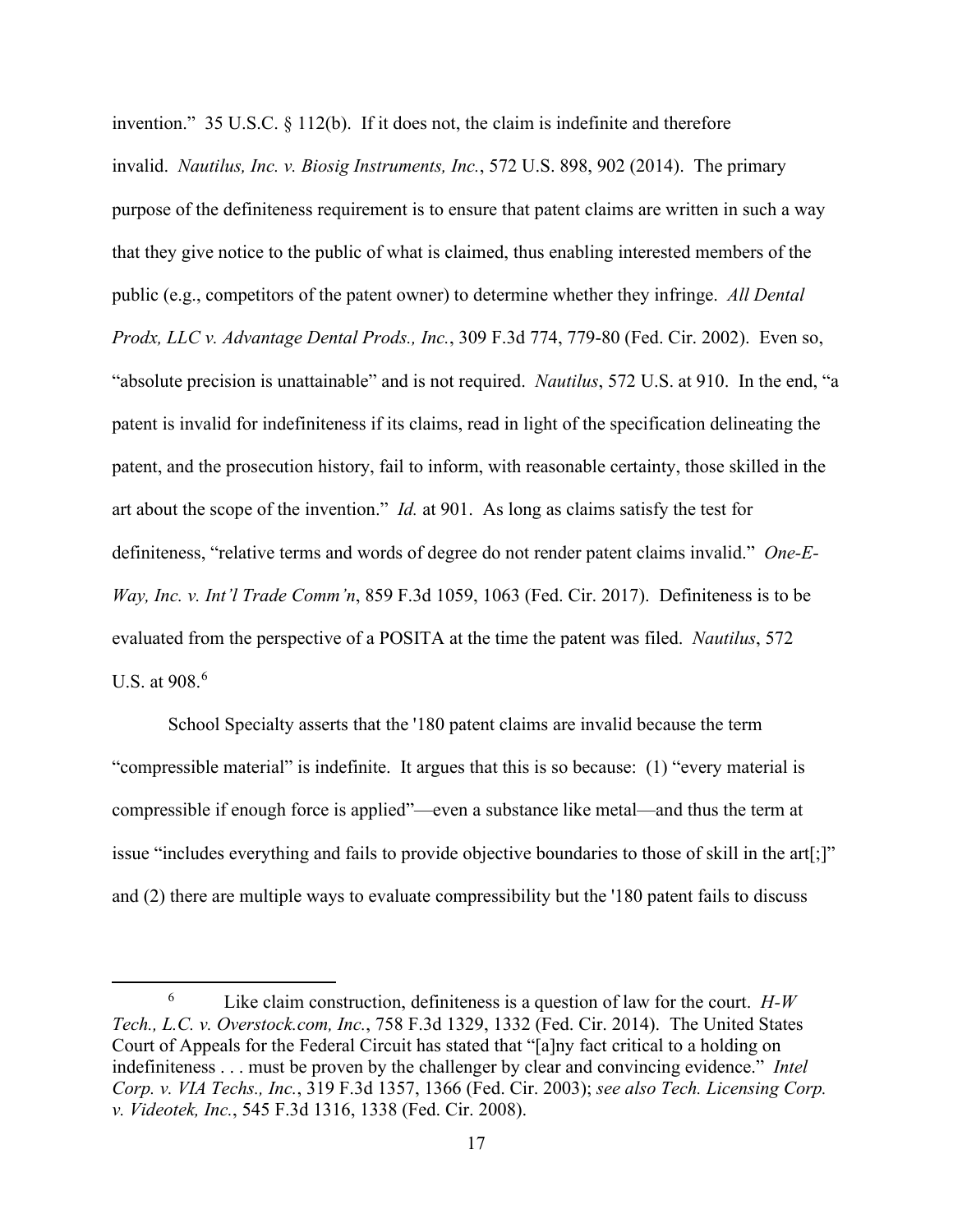invention." 35 U.S.C. § 112(b). If it does not, the claim is indefinite and therefore invalid. *Nautilus, Inc. v. Biosig Instruments, Inc.*, 572 U.S. 898, 902 (2014). The primary purpose of the definiteness requirement is to ensure that patent claims are written in such a way that they give notice to the public of what is claimed, thus enabling interested members of the public (e.g., competitors of the patent owner) to determine whether they infringe. *All Dental Prodx, LLC v. Advantage Dental Prods., Inc.*, 309 F.3d 774, 779-80 (Fed. Cir. 2002). Even so, "absolute precision is unattainable" and is not required. *Nautilus*, 572 U.S. at 910. In the end, "a patent is invalid for indefiniteness if its claims, read in light of the specification delineating the patent, and the prosecution history, fail to inform, with reasonable certainty, those skilled in the art about the scope of the invention." *Id.* at 901. As long as claims satisfy the test for definiteness, "relative terms and words of degree do not render patent claims invalid." *One-E-Way, Inc. v. Int'l Trade Comm'n*, 859 F.3d 1059, 1063 (Fed. Cir. 2017). Definiteness is to be evaluated from the perspective of a POSITA at the time the patent was filed. *Nautilus*, 572 U.S. at 908.[6]

School Specialty asserts that the '180 patent claims are invalid because the term "compressible material" is indefinite. It argues that this is so because: (1) "every material is compressible if enough force is applied"—even a substance like metal—and thus the term at issue "includes everything and fails to provide objective boundaries to those of skill in the art[;]" and (2) there are multiple ways to evaluate compressibility but the '180 patent fails to discuss

---

[6] Like claim construction, definiteness is a question of law for the court. *H-W Tech., L.C. v. Overstock.com, Inc.*, 758 F.3d 1329, 1332 (Fed. Cir. 2014). The United States Court of Appeals for the Federal Circuit has stated that "[a]ny fact critical to a holding on indefiniteness . . . must be proven by the challenger by clear and convincing evidence." *Intel Corp. v. VIA Techs., Inc.*, 319 F.3d 1357, 1366 (Fed. Cir. 2003); *see also Tech. Licensing Corp. v. Videotek, Inc.*, 545 F.3d 1316, 1338 (Fed. Cir. 2008).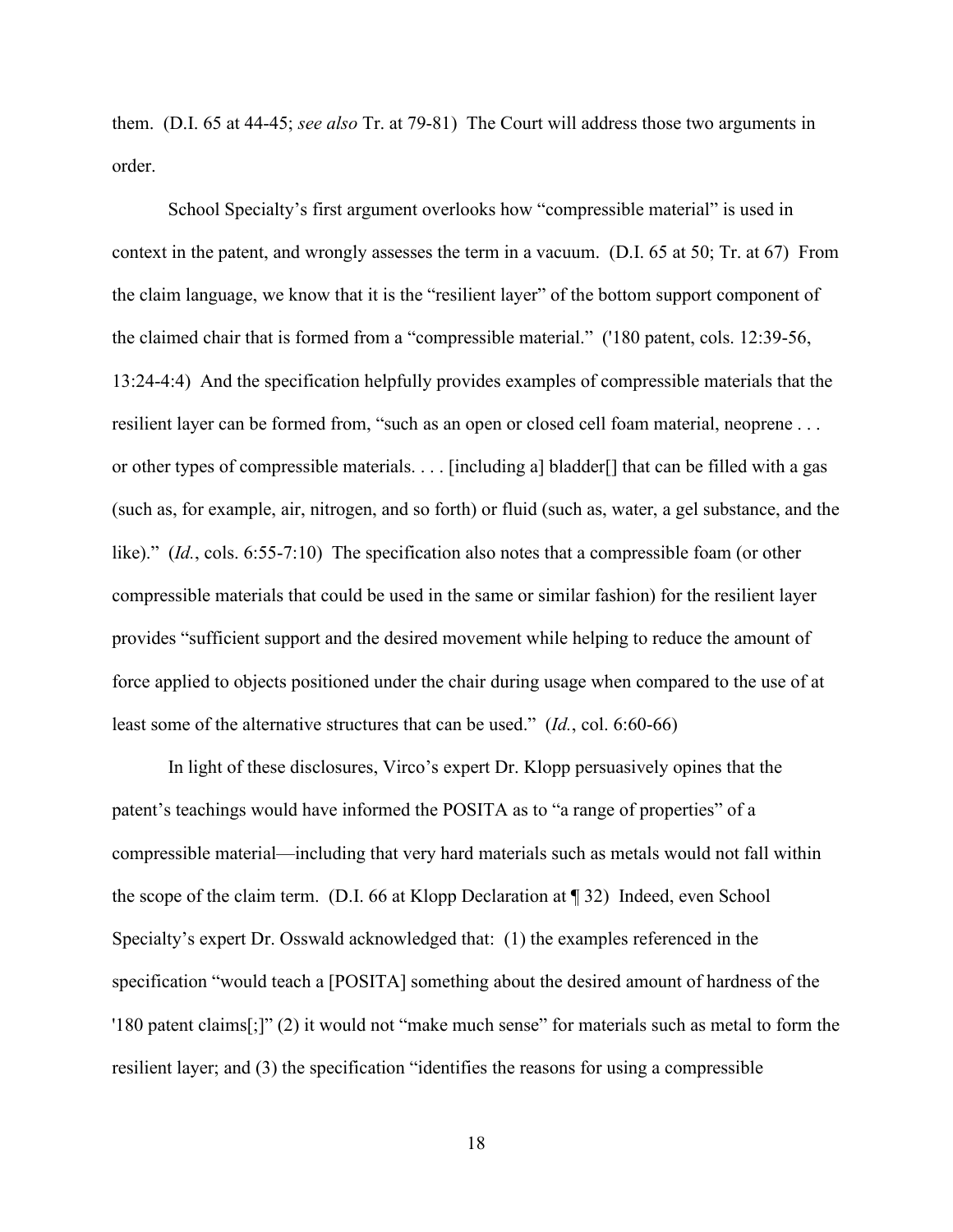them. (D.I. 65 at 44-45; *see also* Tr. at 79-81) The Court will address those two arguments in order.

School Specialty's first argument overlooks how "compressible material" is used in context in the patent, and wrongly assesses the term in a vacuum. (D.I. 65 at 50; Tr. at 67) From the claim language, we know that it is the "resilient layer" of the bottom support component of the claimed chair that is formed from a "compressible material." ('180 patent, cols. 12:39-56, 13:24-4:4) And the specification helpfully provides examples of compressible materials that the resilient layer can be formed from, "such as an open or closed cell foam material, neoprene . . . or other types of compressible materials. . . . [including a] bladder[] that can be filled with a gas (such as, for example, air, nitrogen, and so forth) or fluid (such as, water, a gel substance, and the like)." (*Id.*, cols. 6:55-7:10) The specification also notes that a compressible foam (or other compressible materials that could be used in the same or similar fashion) for the resilient layer provides "sufficient support and the desired movement while helping to reduce the amount of force applied to objects positioned under the chair during usage when compared to the use of at least some of the alternative structures that can be used." (*Id.*, col. 6:60-66)

In light of these disclosures, Virco's expert Dr. Klopp persuasively opines that the patent's teachings would have informed the POSITA as to "a range of properties" of a compressible material—including that very hard materials such as metals would not fall within the scope of the claim term. (D.I. 66 at Klopp Declaration at ¶ 32) Indeed, even School Specialty's expert Dr. Osswald acknowledged that: (1) the examples referenced in the specification "would teach a [POSITA] something about the desired amount of hardness of the '180 patent claims[;]" (2) it would not "make much sense" for materials such as metal to form the resilient layer; and (3) the specification "identifies the reasons for using a compressible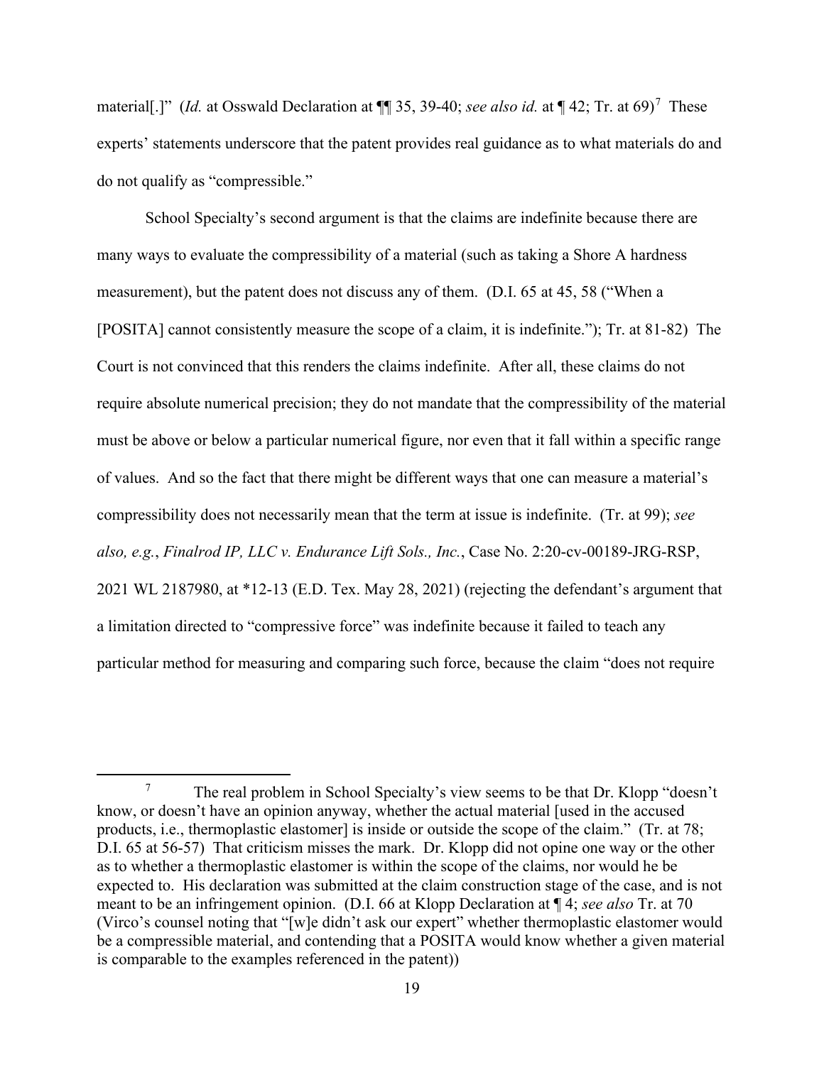material[.]" (*Id.* at Osswald Declaration at ¶¶ 35, 39-40; *see also id.* at ¶ 42; Tr. at 69)[7] These experts' statements underscore that the patent provides real guidance as to what materials do and do not qualify as "compressible."

School Specialty's second argument is that the claims are indefinite because there are many ways to evaluate the compressibility of a material (such as taking a Shore A hardness measurement), but the patent does not discuss any of them. (D.I. 65 at 45, 58 ("When a [POSITA] cannot consistently measure the scope of a claim, it is indefinite."); Tr. at 81-82) The Court is not convinced that this renders the claims indefinite. After all, these claims do not require absolute numerical precision; they do not mandate that the compressibility of the material must be above or below a particular numerical figure, nor even that it fall within a specific range of values. And so the fact that there might be different ways that one can measure a material's compressibility does not necessarily mean that the term at issue is indefinite. (Tr. at 99); *see also, e.g.*, *Finalrod IP, LLC v. Endurance Lift Sols., Inc.*, Case No. 2:20-cv-00189-JRG-RSP, 2021 WL 2187980, at *12-13 (E.D. Tex. May 28, 2021) (rejecting the defendant's argument that a limitation directed to "compressive force" was indefinite because it failed to teach any particular method for measuring and comparing such force, because the claim "does not require

---

[7] The real problem in School Specialty's view seems to be that Dr. Klopp "doesn't know, or doesn't have an opinion anyway, whether the actual material [used in the accused products, i.e., thermoplastic elastomer] is inside or outside the scope of the claim." (Tr. at 78; D.I. 65 at 56-57) That criticism misses the mark. Dr. Klopp did not opine one way or the other as to whether a thermoplastic elastomer is within the scope of the claims, nor would he be expected to. His declaration was submitted at the claim construction stage of the case, and is not meant to be an infringement opinion. (D.I. 66 at Klopp Declaration at ¶ 4; *see also* Tr. at 70 (Virco's counsel noting that "[w]e didn't ask our expert" whether thermoplastic elastomer would be a compressible material, and contending that a POSITA would know whether a given material is comparable to the examples referenced in the patent))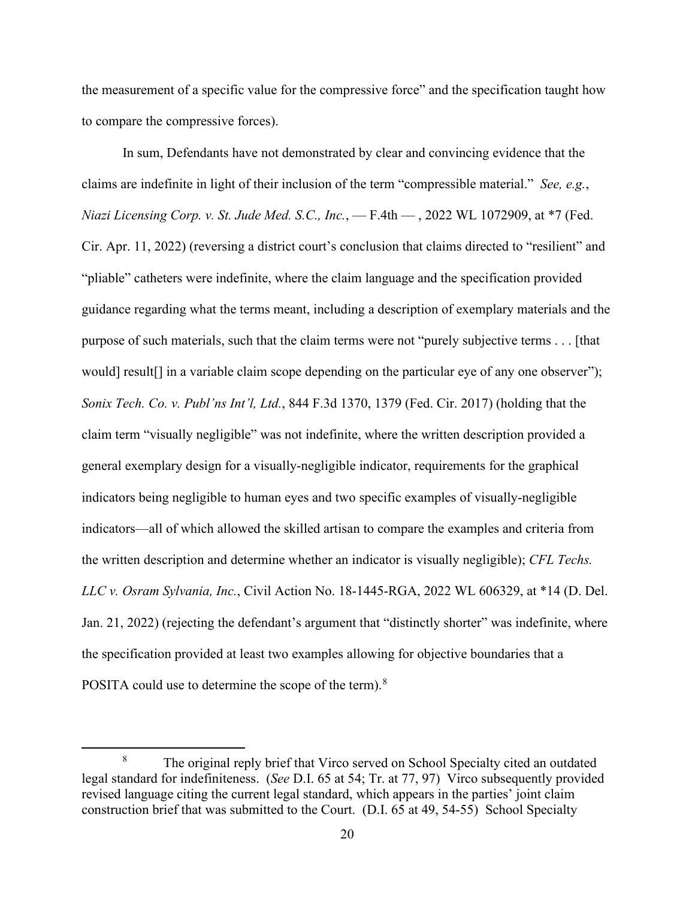the measurement of a specific value for the compressive force" and the specification taught how to compare the compressive forces).

In sum, Defendants have not demonstrated by clear and convincing evidence that the claims are indefinite in light of their inclusion of the term "compressible material." *See, e.g.*, *Niazi Licensing Corp. v. St. Jude Med. S.C., Inc.*, — F.4th — , 2022 WL 1072909, at *7 (Fed. Cir. Apr. 11, 2022) (reversing a district court's conclusion that claims directed to "resilient" and "pliable" catheters were indefinite, where the claim language and the specification provided guidance regarding what the terms meant, including a description of exemplary materials and the purpose of such materials, such that the claim terms were not "purely subjective terms . . . [that would] result[] in a variable claim scope depending on the particular eye of any one observer"); *Sonix Tech. Co. v. Publ'ns Int'l, Ltd.*, 844 F.3d 1370, 1379 (Fed. Cir. 2017) (holding that the claim term "visually negligible" was not indefinite, where the written description provided a general exemplary design for a visually-negligible indicator, requirements for the graphical indicators being negligible to human eyes and two specific examples of visually-negligible indicators—all of which allowed the skilled artisan to compare the examples and criteria from the written description and determine whether an indicator is visually negligible); *CFL Techs. LLC v. Osram Sylvania, Inc.*, Civil Action No. 18-1445-RGA, 2022 WL 606329, at *14 (D. Del. Jan. 21, 2022) (rejecting the defendant's argument that "distinctly shorter" was indefinite, where the specification provided at least two examples allowing for objective boundaries that a POSITA could use to determine the scope of the term).[8]

[8] The original reply brief that Virco served on School Specialty cited an outdated legal standard for indefiniteness. (*See* D.I. 65 at 54; Tr. at 77, 97) Virco subsequently provided revised language citing the current legal standard, which appears in the parties' joint claim construction brief that was submitted to the Court. (D.I. 65 at 49, 54-55) School Specialty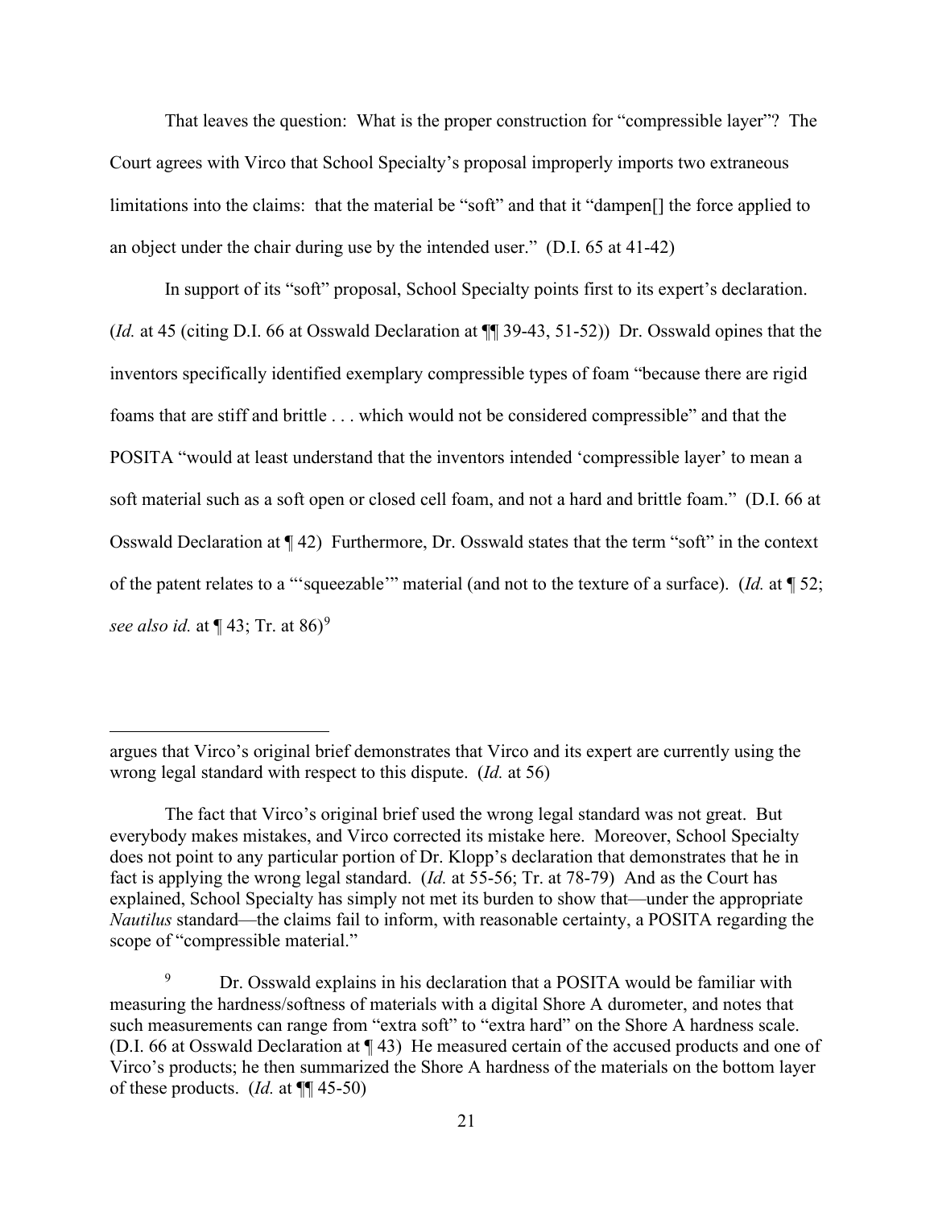That leaves the question: What is the proper construction for "compressible layer"? The Court agrees with Virco that School Specialty's proposal improperly imports two extraneous limitations into the claims: that the material be "soft" and that it "dampen[] the force applied to an object under the chair during use by the intended user." (D.I. 65 at 41-42)

In support of its "soft" proposal, School Specialty points first to its expert's declaration. (*Id.* at 45 (citing D.I. 66 at Osswald Declaration at ¶¶ 39-43, 51-52)) Dr. Osswald opines that the inventors specifically identified exemplary compressible types of foam "because there are rigid foams that are stiff and brittle . . . which would not be considered compressible" and that the POSITA "would at least understand that the inventors intended 'compressible layer' to mean a soft material such as a soft open or closed cell foam, and not a hard and brittle foam." (D.I. 66 at Osswald Declaration at ¶ 42) Furthermore, Dr. Osswald states that the term "soft" in the context of the patent relates to a "'squeezable'" material (and not to the texture of a surface). (*Id.* at ¶ 52; *see also id.* at ¶ 43; Tr. at 86)[9]

---

argues that Virco's original brief demonstrates that Virco and its expert are currently using the wrong legal standard with respect to this dispute. (*Id.* at 56)

The fact that Virco's original brief used the wrong legal standard was not great. But everybody makes mistakes, and Virco corrected its mistake here. Moreover, School Specialty does not point to any particular portion of Dr. Klopp's declaration that demonstrates that he in fact is applying the wrong legal standard. (*Id.* at 55-56; Tr. at 78-79) And as the Court has explained, School Specialty has simply not met its burden to show that—under the appropriate *Nautilus* standard—the claims fail to inform, with reasonable certainty, a POSITA regarding the scope of "compressible material."

[9] Dr. Osswald explains in his declaration that a POSITA would be familiar with measuring the hardness/softness of materials with a digital Shore A durometer, and notes that such measurements can range from "extra soft" to "extra hard" on the Shore A hardness scale. (D.I. 66 at Osswald Declaration at ¶ 43) He measured certain of the accused products and one of Virco's products; he then summarized the Shore A hardness of the materials on the bottom layer of these products. (*Id.* at ¶¶ 45-50)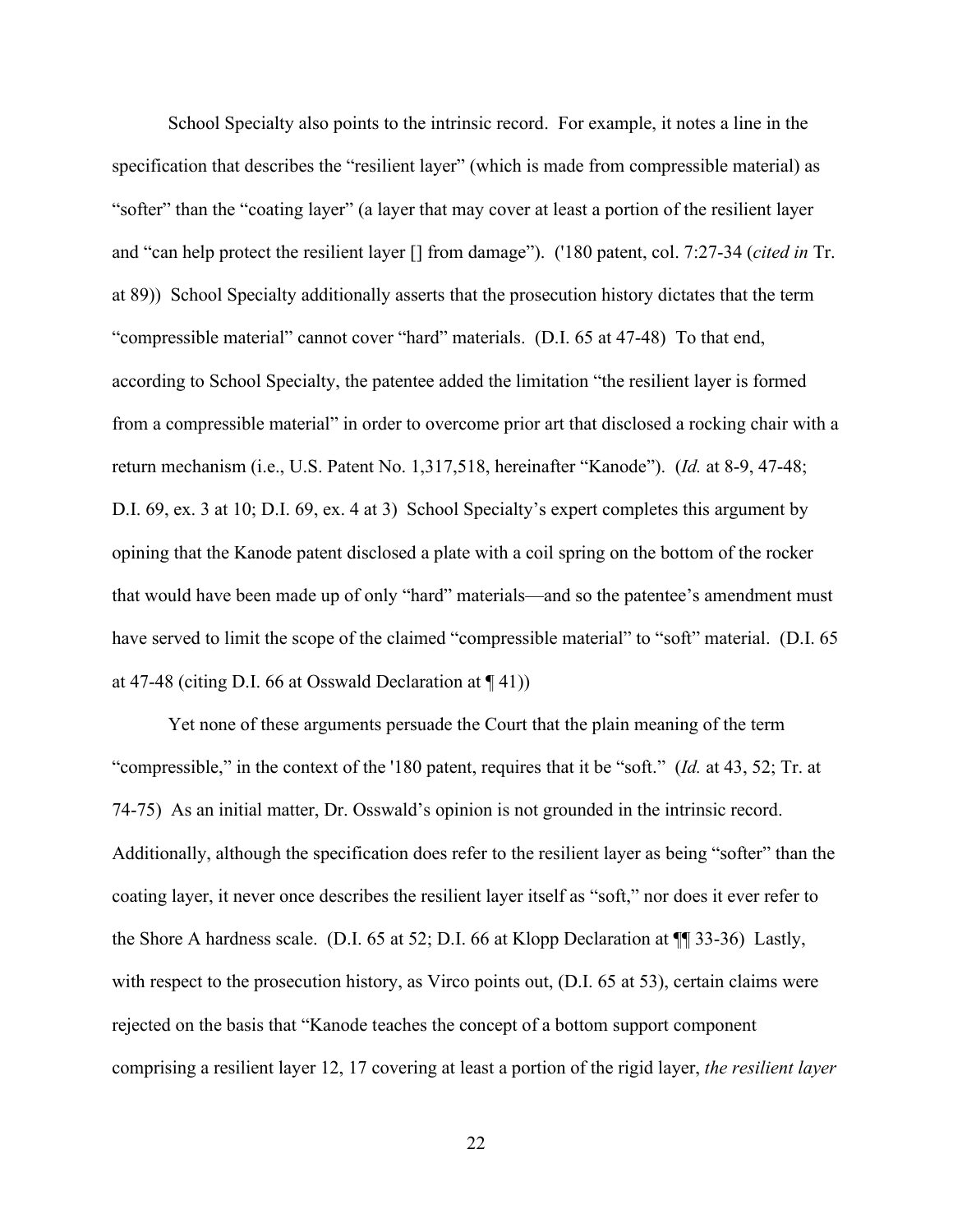School Specialty also points to the intrinsic record. For example, it notes a line in the specification that describes the "resilient layer" (which is made from compressible material) as "softer" than the "coating layer" (a layer that may cover at least a portion of the resilient layer and "can help protect the resilient layer [] from damage"). ('180 patent, col. 7:27-34 (*cited in* Tr. at 89)) School Specialty additionally asserts that the prosecution history dictates that the term "compressible material" cannot cover "hard" materials. (D.I. 65 at 47-48) To that end, according to School Specialty, the patentee added the limitation "the resilient layer is formed from a compressible material" in order to overcome prior art that disclosed a rocking chair with a return mechanism (i.e., U.S. Patent No. 1,317,518, hereinafter "Kanode"). (*Id.* at 8-9, 47-48; D.I. 69, ex. 3 at 10; D.I. 69, ex. 4 at 3) School Specialty's expert completes this argument by opining that the Kanode patent disclosed a plate with a coil spring on the bottom of the rocker that would have been made up of only "hard" materials—and so the patentee's amendment must have served to limit the scope of the claimed "compressible material" to "soft" material. (D.I. 65 at 47-48 (citing D.I. 66 at Osswald Declaration at ¶ 41))

Yet none of these arguments persuade the Court that the plain meaning of the term "compressible," in the context of the '180 patent, requires that it be "soft." (*Id.* at 43, 52; Tr. at 74-75) As an initial matter, Dr. Osswald's opinion is not grounded in the intrinsic record. Additionally, although the specification does refer to the resilient layer as being "softer" than the coating layer, it never once describes the resilient layer itself as "soft," nor does it ever refer to the Shore A hardness scale. (D.I. 65 at 52; D.I. 66 at Klopp Declaration at ¶¶ 33-36) Lastly, with respect to the prosecution history, as Virco points out, (D.I. 65 at 53), certain claims were rejected on the basis that "Kanode teaches the concept of a bottom support component comprising a resilient layer 12, 17 covering at least a portion of the rigid layer, *the resilient layer*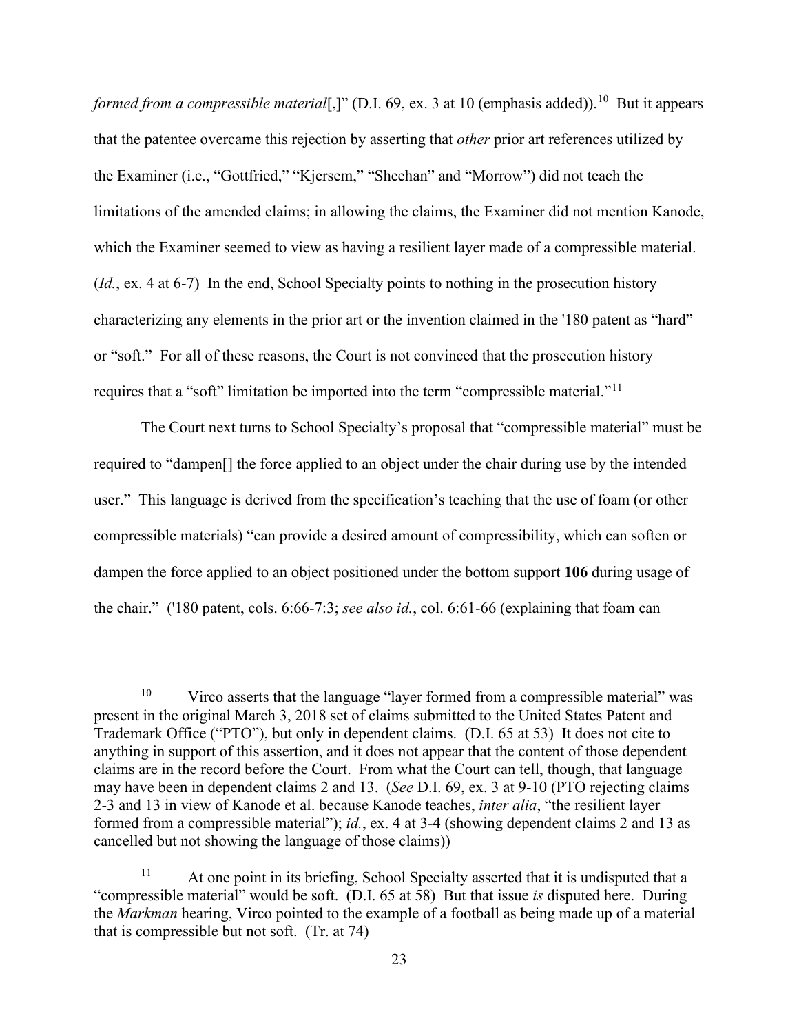*formed from a compressible material*[,]" (D.I. 69, ex. 3 at 10 (emphasis added)).[10] But it appears that the patentee overcame this rejection by asserting that *other* prior art references utilized by the Examiner (i.e., "Gottfried," "Kjersem," "Sheehan" and "Morrow") did not teach the limitations of the amended claims; in allowing the claims, the Examiner did not mention Kanode, which the Examiner seemed to view as having a resilient layer made of a compressible material. (*Id.*, ex. 4 at 6-7) In the end, School Specialty points to nothing in the prosecution history characterizing any elements in the prior art or the invention claimed in the '180 patent as "hard" or "soft." For all of these reasons, the Court is not convinced that the prosecution history requires that a "soft" limitation be imported into the term "compressible material."[11]

The Court next turns to School Specialty's proposal that "compressible material" must be required to "dampen[] the force applied to an object under the chair during use by the intended user." This language is derived from the specification's teaching that the use of foam (or other compressible materials) "can provide a desired amount of compressibility, which can soften or dampen the force applied to an object positioned under the bottom support **106** during usage of the chair." ('180 patent, cols. 6:66-7:3; *see also id.*, col. 6:61-66 (explaining that foam can

---

[10] Virco asserts that the language "layer formed from a compressible material" was present in the original March 3, 2018 set of claims submitted to the United States Patent and Trademark Office ("PTO"), but only in dependent claims. (D.I. 65 at 53) It does not cite to anything in support of this assertion, and it does not appear that the content of those dependent claims are in the record before the Court. From what the Court can tell, though, that language may have been in dependent claims 2 and 13. (*See* D.I. 69, ex. 3 at 9-10 (PTO rejecting claims 2-3 and 13 in view of Kanode et al. because Kanode teaches, *inter alia*, "the resilient layer formed from a compressible material"); *id.*, ex. 4 at 3-4 (showing dependent claims 2 and 13 as cancelled but not showing the language of those claims))

[11] At one point in its briefing, School Specialty asserted that it is undisputed that a "compressible material" would be soft. (D.I. 65 at 58) But that issue *is* disputed here. During the *Markman* hearing, Virco pointed to the example of a football as being made up of a material that is compressible but not soft. (Tr. at 74)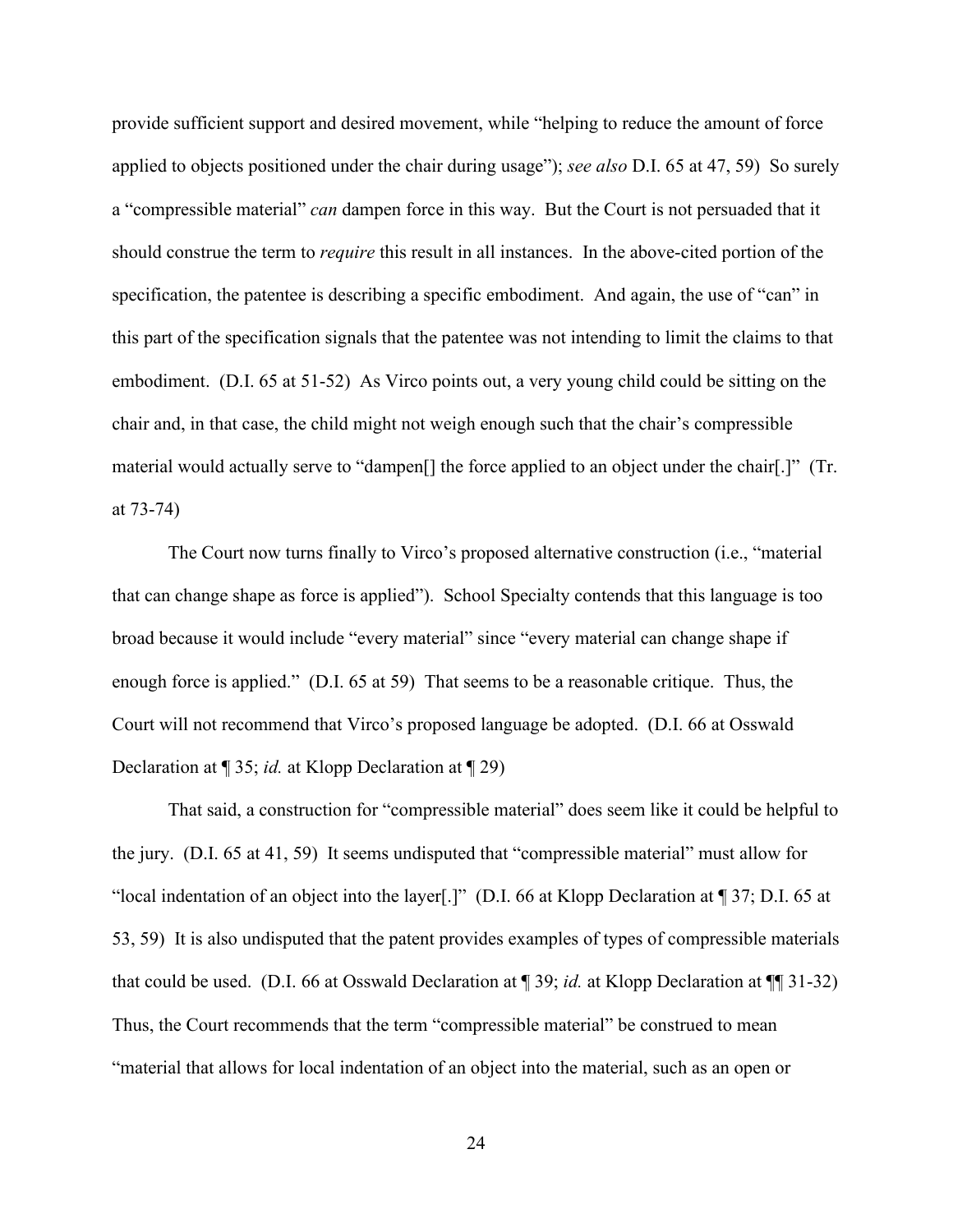provide sufficient support and desired movement, while "helping to reduce the amount of force applied to objects positioned under the chair during usage"); *see also* D.I. 65 at 47, 59) So surely a "compressible material" *can* dampen force in this way. But the Court is not persuaded that it should construe the term to *require* this result in all instances. In the above-cited portion of the specification, the patentee is describing a specific embodiment. And again, the use of "can" in this part of the specification signals that the patentee was not intending to limit the claims to that embodiment. (D.I. 65 at 51-52) As Virco points out, a very young child could be sitting on the chair and, in that case, the child might not weigh enough such that the chair's compressible material would actually serve to "dampen[] the force applied to an object under the chair[.]" (Tr. at 73-74)

The Court now turns finally to Virco's proposed alternative construction (i.e., "material that can change shape as force is applied"). School Specialty contends that this language is too broad because it would include "every material" since "every material can change shape if enough force is applied." (D.I. 65 at 59) That seems to be a reasonable critique. Thus, the Court will not recommend that Virco's proposed language be adopted. (D.I. 66 at Osswald Declaration at ¶ 35; *id.* at Klopp Declaration at ¶ 29)

That said, a construction for "compressible material" does seem like it could be helpful to the jury. (D.I. 65 at 41, 59) It seems undisputed that "compressible material" must allow for "local indentation of an object into the layer[.]" (D.I. 66 at Klopp Declaration at ¶ 37; D.I. 65 at 53, 59) It is also undisputed that the patent provides examples of types of compressible materials that could be used. (D.I. 66 at Osswald Declaration at ¶ 39; *id.* at Klopp Declaration at ¶¶ 31-32) Thus, the Court recommends that the term "compressible material" be construed to mean "material that allows for local indentation of an object into the material, such as an open or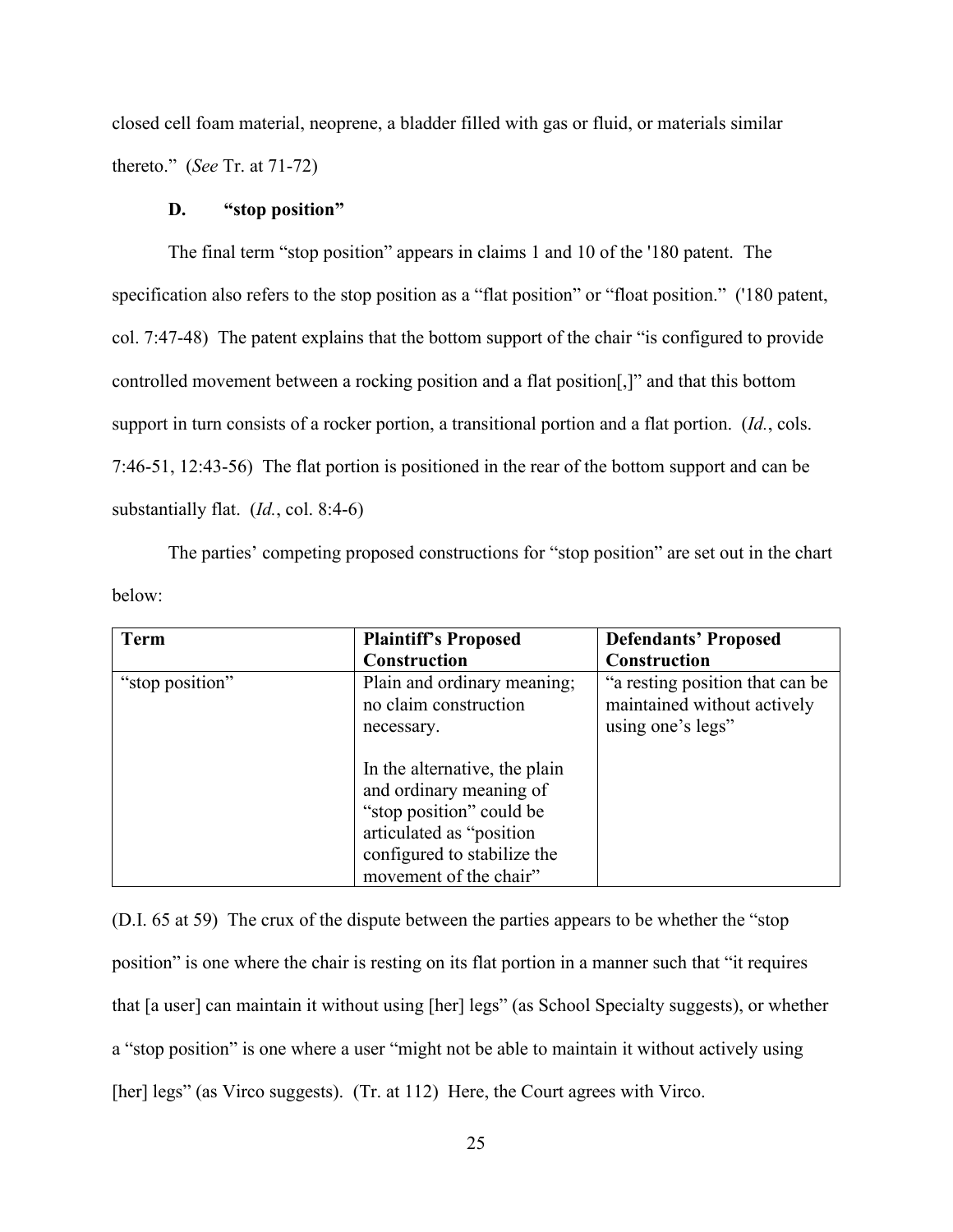closed cell foam material, neoprene, a bladder filled with gas or fluid, or materials similar thereto." (*See* Tr. at 71-72)

### D. "stop position"

The final term "stop position" appears in claims 1 and 10 of the '180 patent. The specification also refers to the stop position as a "flat position" or "float position." ('180 patent, col. 7:47-48) The patent explains that the bottom support of the chair "is configured to provide controlled movement between a rocking position and a flat position[,]" and that this bottom support in turn consists of a rocker portion, a transitional portion and a flat portion. (*Id.*, cols. 7:46-51, 12:43-56) The flat portion is positioned in the rear of the bottom support and can be substantially flat. (*Id.*, col. 8:4-6)

The parties' competing proposed constructions for "stop position" are set out in the chart below:

| Term | Plaintiff's Proposed Construction | Defendants' Proposed Construction |
|---|---|---|
| "stop position" | Plain and ordinary meaning; no claim construction necessary.<br><br>In the alternative, the plain and ordinary meaning of "stop position" could be articulated as "position configured to stabilize the movement of the chair" | "a resting position that can be maintained without actively using one's legs" |

(D.I. 65 at 59) The crux of the dispute between the parties appears to be whether the "stop position" is one where the chair is resting on its flat portion in a manner such that "it requires that [a user] can maintain it without using [her] legs" (as School Specialty suggests), or whether a "stop position" is one where a user "might not be able to maintain it without actively using [her] legs" (as Virco suggests). (Tr. at 112) Here, the Court agrees with Virco.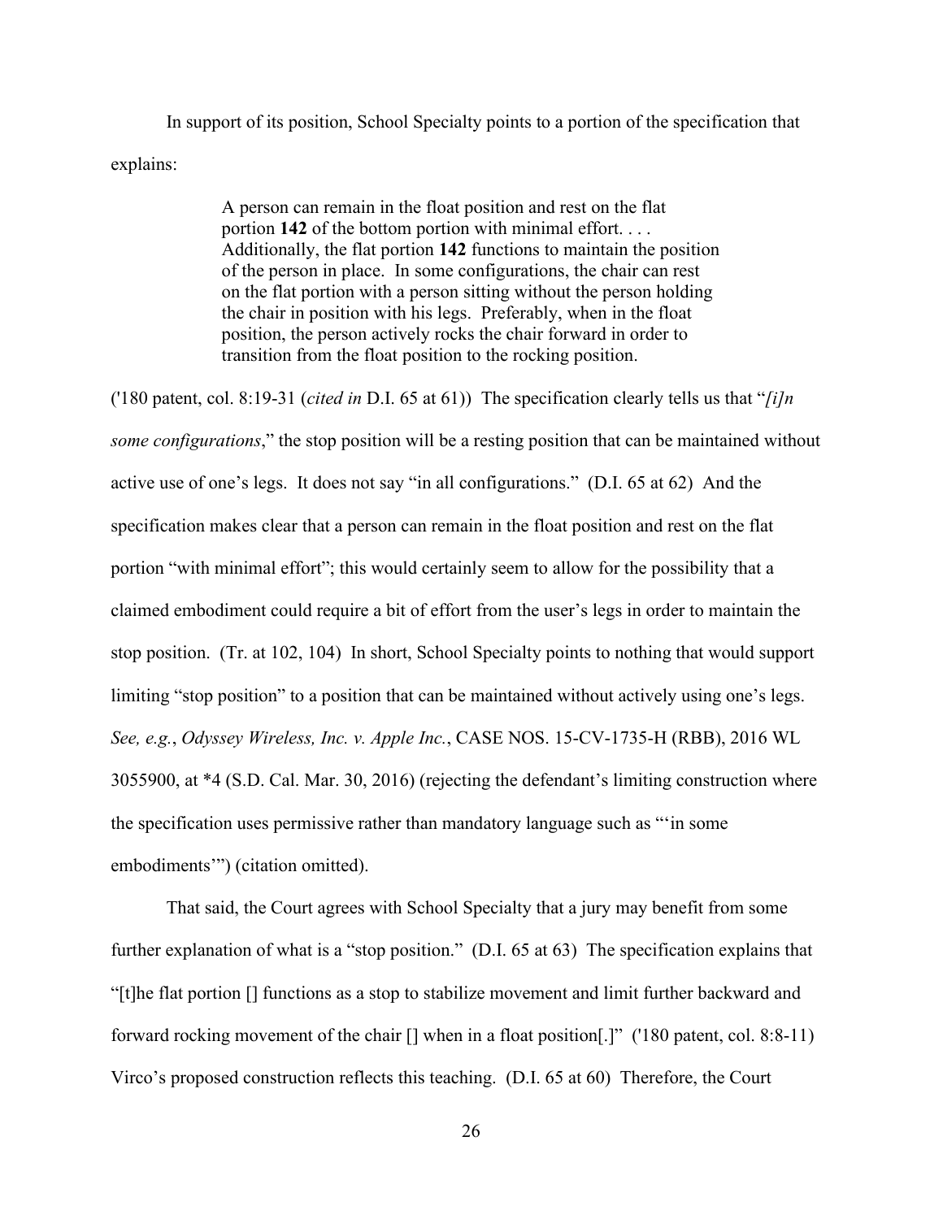In support of its position, School Specialty points to a portion of the specification that explains:

> A person can remain in the float position and rest on the flat portion **142** of the bottom portion with minimal effort. . . . Additionally, the flat portion **142** functions to maintain the position of the person in place. In some configurations, the chair can rest on the flat portion with a person sitting without the person holding the chair in position with his legs. Preferably, when in the float position, the person actively rocks the chair forward in order to transition from the float position to the rocking position.

('180 patent, col. 8:19-31 (*cited in* D.I. 65 at 61)) The specification clearly tells us that "*[i]n some configurations*," the stop position will be a resting position that can be maintained without active use of one's legs. It does not say "in all configurations." (D.I. 65 at 62) And the specification makes clear that a person can remain in the float position and rest on the flat portion "with minimal effort"; this would certainly seem to allow for the possibility that a claimed embodiment could require a bit of effort from the user's legs in order to maintain the stop position. (Tr. at 102, 104) In short, School Specialty points to nothing that would support limiting "stop position" to a position that can be maintained without actively using one's legs. *See, e.g.*, *Odyssey Wireless, Inc. v. Apple Inc.*, CASE NOS. 15-CV-1735-H (RBB), 2016 WL 3055900, at *4 (S.D. Cal. Mar. 30, 2016) (rejecting the defendant's limiting construction where the specification uses permissive rather than mandatory language such as "'in some embodiments'") (citation omitted).

That said, the Court agrees with School Specialty that a jury may benefit from some further explanation of what is a "stop position." (D.I. 65 at 63) The specification explains that "[t]he flat portion [] functions as a stop to stabilize movement and limit further backward and forward rocking movement of the chair [] when in a float position[.]" ('180 patent, col. 8:8-11) Virco's proposed construction reflects this teaching. (D.I. 65 at 60) Therefore, the Court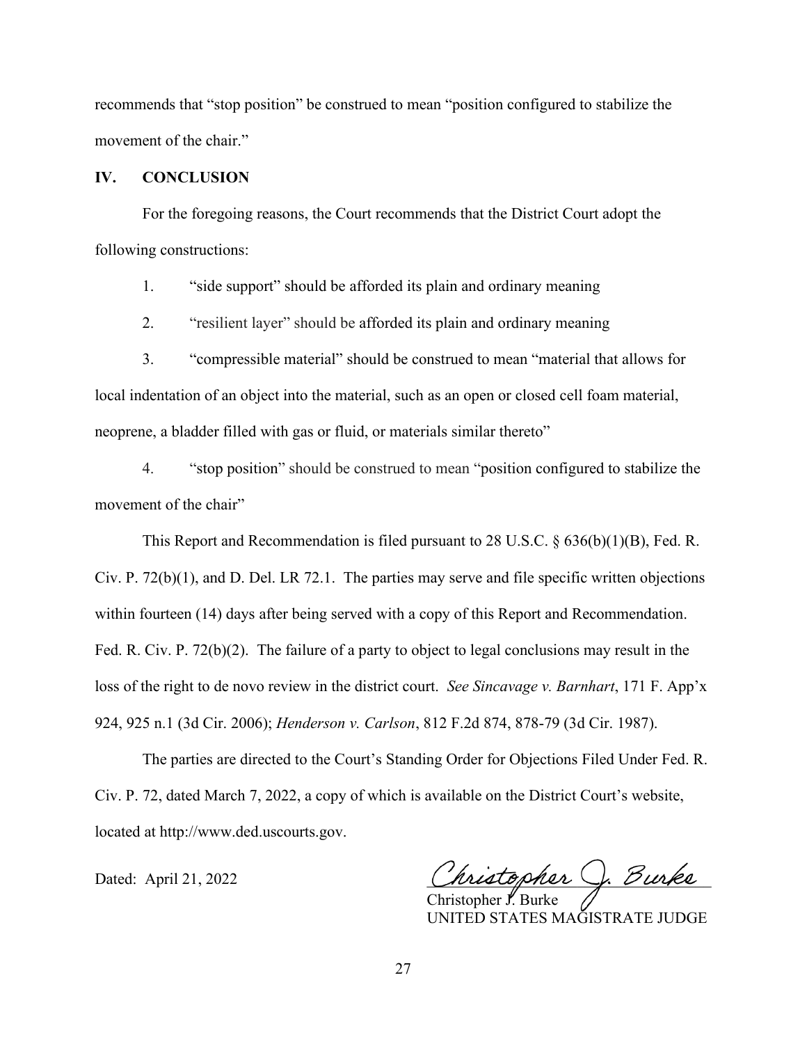recommends that "stop position" be construed to mean "position configured to stabilize the movement of the chair."

## IV. CONCLUSION

For the foregoing reasons, the Court recommends that the District Court adopt the following constructions:

1. "side support" should be afforded its plain and ordinary meaning

2. "resilient layer" should be afforded its plain and ordinary meaning

3. "compressible material" should be construed to mean "material that allows for local indentation of an object into the material, such as an open or closed cell foam material, neoprene, a bladder filled with gas or fluid, or materials similar thereto"

4. "stop position" should be construed to mean "position configured to stabilize the movement of the chair"

This Report and Recommendation is filed pursuant to 28 U.S.C. § 636(b)(1)(B), Fed. R. Civ. P. 72(b)(1), and D. Del. LR 72.1. The parties may serve and file specific written objections within fourteen (14) days after being served with a copy of this Report and Recommendation. Fed. R. Civ. P. 72(b)(2). The failure of a party to object to legal conclusions may result in the loss of the right to de novo review in the district court. *See Sincavage v. Barnhart*, 171 F. App'x 924, 925 n.1 (3d Cir. 2006); *Henderson v. Carlson*, 812 F.2d 874, 878-79 (3d Cir. 1987).

The parties are directed to the Court's Standing Order for Objections Filed Under Fed. R. Civ. P. 72, dated March 7, 2022, a copy of which is available on the District Court's website, located at http://www.ded.uscourts.gov.

Dated: April 21, 2022

Christopher J. Burke
Christopher J. Burke
UNITED STATES MAGISTRATE JUDGE